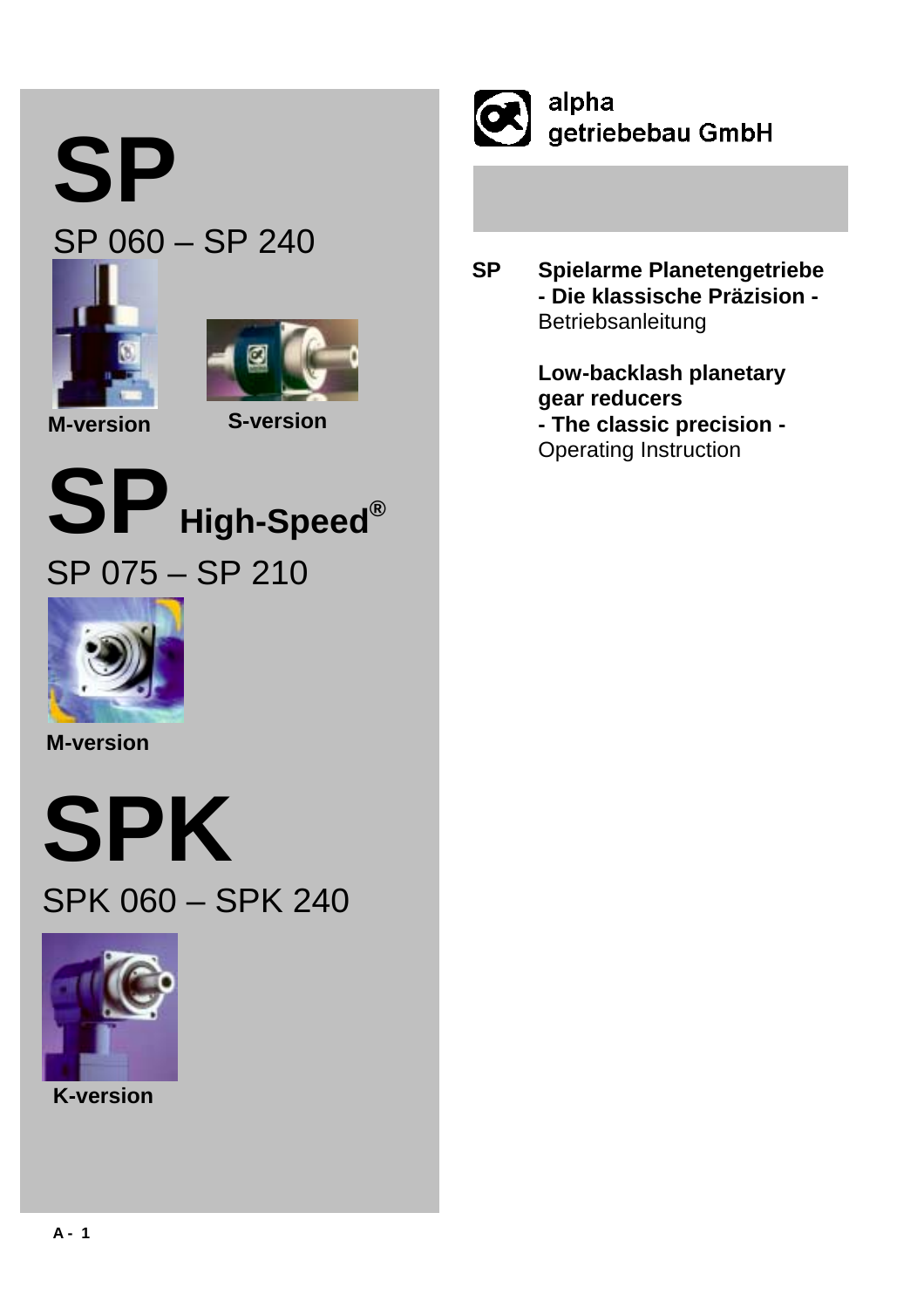# SP

## SP 060 – SP 240

**M-version**

**S-version**

# SP High-Speed®

## SP 075 – SP 210

**M-version**

# SPK

## SPK 060 – SPK 240

**K-version**

alpha
getriebebau GmbH

**SP** **Spielarme Planetengetriebe**
**- Die klassische Präzision -**
Betriebsanleitung

**Low-backlash planetary gear reducers**
**- The classic precision -**
Operating Instruction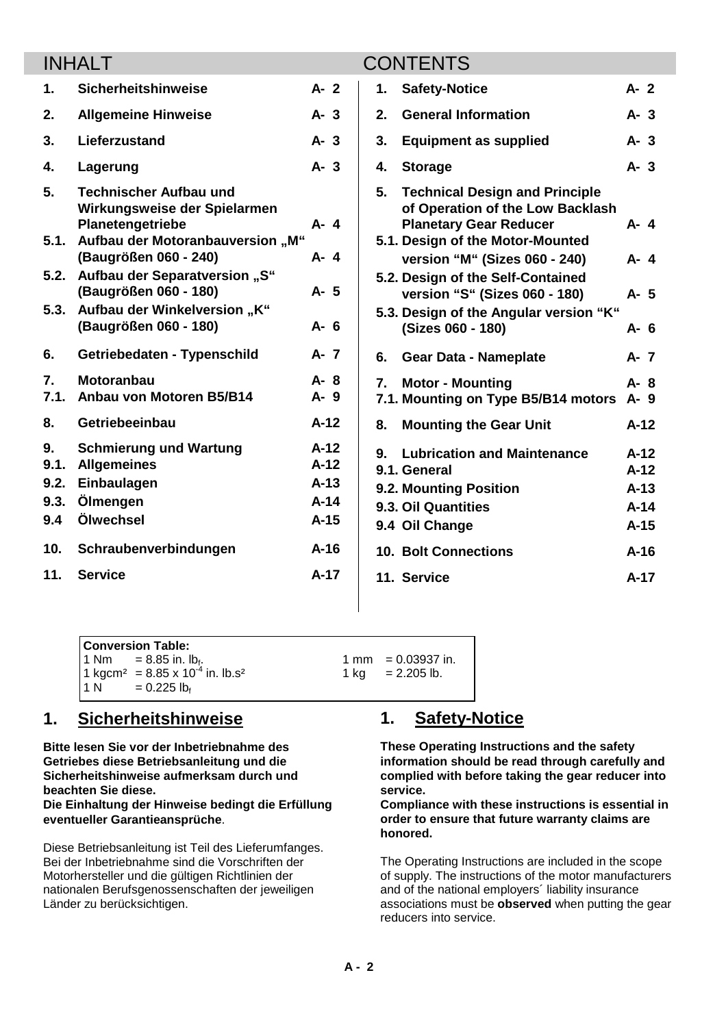## INHALT

| | | |
|---|---|---|
| 1. | Sicherheitshinweise | A- 2 |
| 2. | Allgemeine Hinweise | A- 3 |
| 3. | Lieferzustand | A- 3 |
| 4. | Lagerung | A- 3 |
| 5. | Technischer Aufbau und Wirkungsweise der Spielarmen Planetengetriebe | A- 4 |
| 5.1. | Aufbau der Motoranbauversion „M“ (Baugrößen 060 - 240) | A- 4 |
| 5.2. | Aufbau der Separatversion „S“ (Baugrößen 060 - 180) | A- 5 |
| 5.3. | Aufbau der Winkelversion „K“ (Baugrößen 060 - 180) | A- 6 |
| 6. | Getriebedaten - Typenschild | A- 7 |
| 7. | Motoranbau | A- 8 |
| 7.1. | Anbau von Motoren B5/B14 | A- 9 |
| 8. | Getriebeeinbau | A-12 |
| 9. | Schmierung und Wartung | A-12 |
| 9.1. | Allgemeines | A-12 |
| 9.2. | Einbaulagen | A-13 |
| 9.3. | Ölmengen | A-14 |
| 9.4 | Ölwechsel | A-15 |
| 10. | Schraubenverbindungen | A-16 |
| 11. | Service | A-17 |

## CONTENTS

| | | |
|---|---|---|
| 1. | Safety-Notice | A- 2 |
| 2. | General Information | A- 3 |
| 3. | Equipment as supplied | A- 3 |
| 4. | Storage | A- 3 |
| 5. | Technical Design and Principle of Operation of the Low Backlash Planetary Gear Reducer | A- 4 |
| 5.1. | Design of the Motor-Mounted version “M“ (Sizes 060 - 240) | A- 4 |
| 5.2. | Design of the Self-Contained version “S“ (Sizes 060 - 180) | A- 5 |
| 5.3. | Design of the Angular version “K“ (Sizes 060 - 180) | A- 6 |
| 6. | Gear Data - Nameplate | A- 7 |
| 7. | Motor - Mounting | A- 8 |
| 7.1. | Mounting on Type B5/B14 motors | A- 9 |
| 8. | Mounting the Gear Unit | A-12 |
| 9. | Lubrication and Maintenance | A-12 |
| 9.1. | General | A-12 |
| 9.2. | Mounting Position | A-13 |
| 9.3. | Oil Quantities | A-14 |
| 9.4 | Oil Change | A-15 |
| 10. | Bolt Connections | A-16 |
| 11. | Service | A-17 |

**Conversion Table:**

| | |
|---|---|
| 1 Nm = 8.85 in. $lb_f$ | 1 mm = 0.03937 in. |
| 1 kgcm² = 8.85 x $10^{-4}$ in. lb.s² | 1 kg = 2.205 lb. |
| 1 N = 0.225 $lb_f$ | |

## 1. Sicherheitshinweise

**Bitte lesen Sie vor der Inbetriebnahme des Getriebes diese Betriebsanleitung und die Sicherheitshinweise aufmerksam durch und beachten Sie diese.**
**Die Einhaltung der Hinweise bedingt die Erfüllung eventueller Garantieansprüche**.

Diese Betriebsanleitung ist Teil des Lieferumfanges. Bei der Inbetriebnahme sind die Vorschriften der Motorhersteller und die gültigen Richtlinien der nationalen Berufsgenossenschaften der jeweiligen Länder zu berücksichtigen.

## 1. Safety-Notice

**These Operating Instructions and the safety information should be read through carefully and complied with before taking the gear reducer into service.**
**Compliance with these instructions is essential in order to ensure that future warranty claims are honored.**

The Operating Instructions are included in the scope of supply. The instructions of the motor manufacturers and of the national employers´ liability insurance associations must be **observed** when putting the gear reducers into service.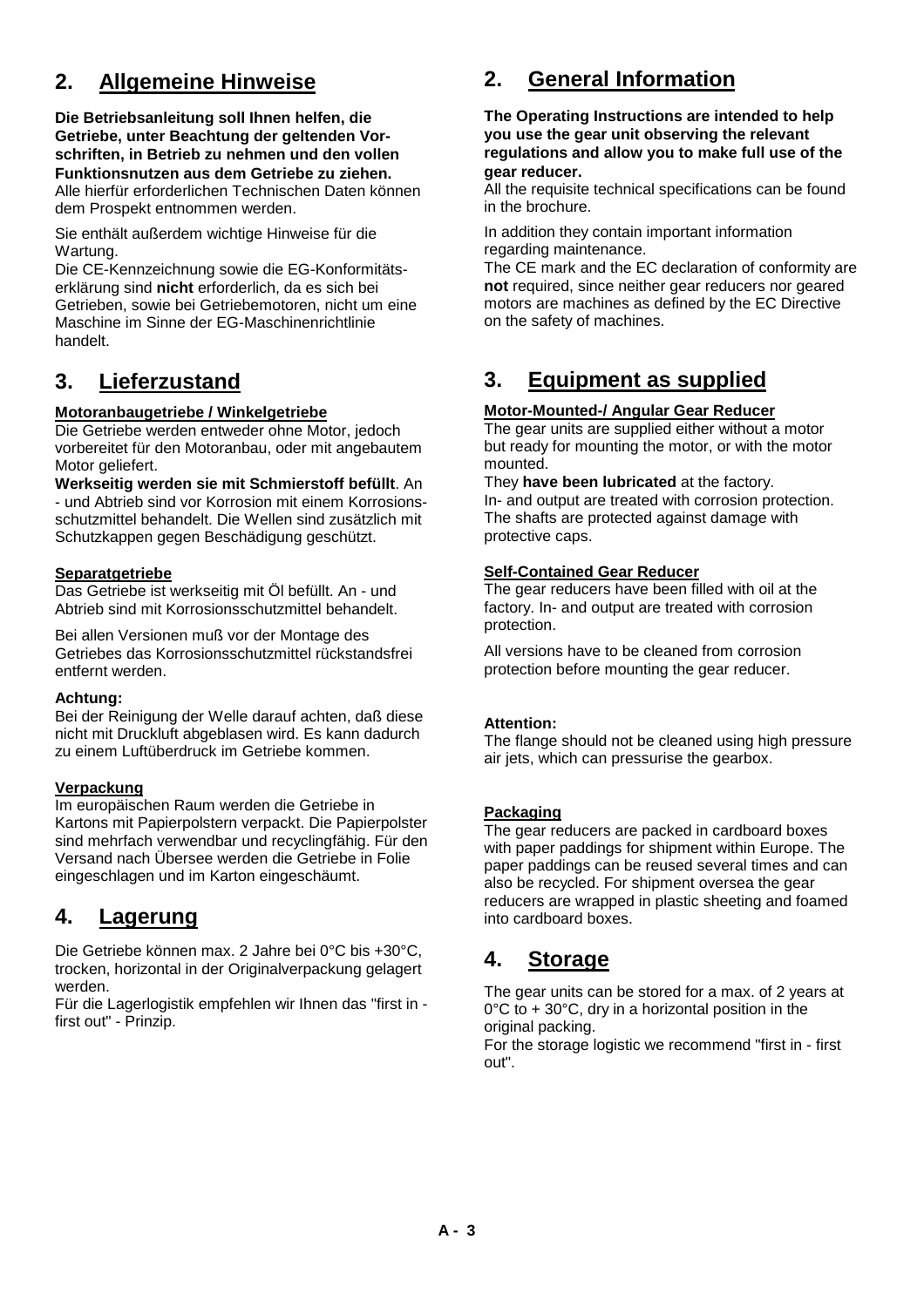## 2. Allgemeine Hinweise

**Die Betriebsanleitung soll Ihnen helfen, die Getriebe, unter Beachtung der geltenden Vorschriften, in Betrieb zu nehmen und den vollen Funktionsnutzen aus dem Getriebe zu ziehen.**
Alle hierfür erforderlichen Technischen Daten können dem Prospekt entnommen werden.

Sie enthält außerdem wichtige Hinweise für die Wartung.
Die CE-Kennzeichnung sowie die EG-Konformitätserklärung sind **nicht** erforderlich, da es sich bei Getrieben, sowie bei Getriebemotoren, nicht um eine Maschine im Sinne der EG-Maschinenrichtlinie handelt.

## 3. Lieferzustand

**Motoranbaugetriebe / Winkelgetriebe**
Die Getriebe werden entweder ohne Motor, jedoch vorbereitet für den Motoranbau, oder mit angebautem Motor geliefert.
**Werkseitig werden sie mit Schmierstoff befüllt**. An - und Abtrieb sind vor Korrosion mit einem Korrosionsschutzmittel behandelt. Die Wellen sind zusätzlich mit Schutzkappen gegen Beschädigung geschützt.

**Separatgetriebe**
Das Getriebe ist werkseitig mit Öl befüllt. An - und Abtrieb sind mit Korrosionsschutzmittel behandelt.

Bei allen Versionen muß vor der Montage des Getriebes das Korrosionsschutzmittel rückstandsfrei entfernt werden.

**Achtung:**
Bei der Reinigung der Welle darauf achten, daß diese nicht mit Druckluft abgeblasen wird. Es kann dadurch zu einem Luftüberdruck im Getriebe kommen.

**Verpackung**
Im europäischen Raum werden die Getriebe in Kartons mit Papierpolstern verpackt. Die Papierpolster sind mehrfach verwendbar und recyclingfähig. Für den Versand nach Übersee werden die Getriebe in Folie eingeschlagen und im Karton eingeschäumt.

## 4. Lagerung

Die Getriebe können max. 2 Jahre bei 0°C bis +30°C, trocken, horizontal in der Originalverpackung gelagert werden.
Für die Lagerlogistik empfehlen wir Ihnen das "first in - first out" - Prinzip.

## 2. General Information

**The Operating Instructions are intended to help you use the gear unit observing the relevant regulations and allow you to make full use of the gear reducer.**
All the requisite technical specifications can be found in the brochure.

In addition they contain important information regarding maintenance.
The CE mark and the EC declaration of conformity are **not** required, since neither gear reducers nor geared motors are machines as defined by the EC Directive on the safety of machines.

## 3. Equipment as supplied

**Motor-Mounted-/ Angular Gear Reducer**
The gear units are supplied either without a motor but ready for mounting the motor, or with the motor mounted.
They **have been lubricated** at the factory.
In- and output are treated with corrosion protection. The shafts are protected against damage with protective caps.

**Self-Contained Gear Reducer**
The gear reducers have been filled with oil at the factory. In- and output are treated with corrosion protection.

All versions have to be cleaned from corrosion protection before mounting the gear reducer.

**Attention:**
The flange should not be cleaned using high pressure air jets, which can pressurise the gearbox.

**Packaging**
The gear reducers are packed in cardboard boxes with paper paddings for shipment within Europe. The paper paddings can be reused several times and can also be recycled. For shipment oversea the gear reducers are wrapped in plastic sheeting and foamed into cardboard boxes.

## 4. Storage

The gear units can be stored for a max. of 2 years at 0°C to + 30°C, dry in a horizontal position in the original packing.
For the storage logistic we recommend "first in - first out".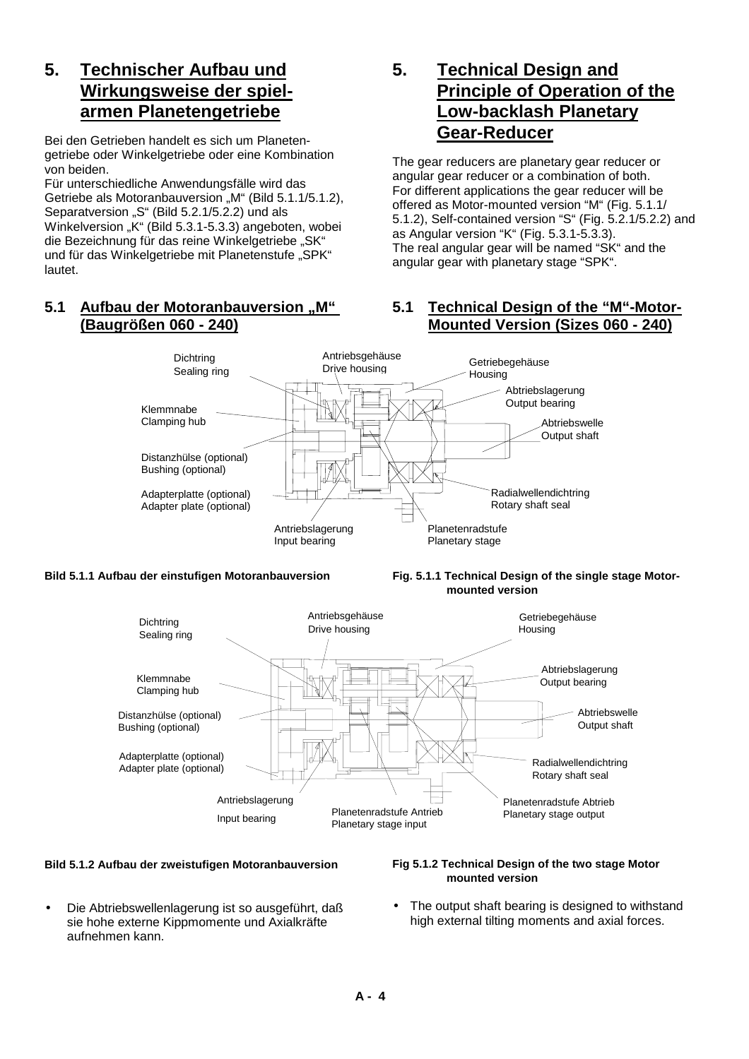# 5. Technischer Aufbau und Wirkungsweise der spielarmen Planetengetriebe

Bei den Getrieben handelt es sich um Planetengetriebe oder Winkelgetriebe oder eine Kombination von beiden.
Für unterschiedliche Anwendungsfälle wird das Getriebe als Motoranbauversion „M" (Bild 5.1.1/5.1.2), Separatversion „S" (Bild 5.2.1/5.2.2) und als Winkelversion „K" (Bild 5.3.1-5.3.3) angeboten, wobei die Bezeichnung für das reine Winkelgetriebe „SK" und für das Winkelgetriebe mit Planetenstufe „SPK" lautet.

# 5. Technical Design and Principle of Operation of the Low-backlash Planetary Gear-Reducer

The gear reducers are planetary gear reducer or angular gear reducer or a combination of both.
For different applications the gear reducer will be offered as Motor-mounted version "M" (Fig. 5.1.1/ 5.1.2), Self-contained version "S" (Fig. 5.2.1/5.2.2) and as Angular version "K" (Fig. 5.3.1-5.3.3).
The real angular gear will be named "SK" and the angular gear with planetary stage "SPK".

## 5.1 Aufbau der Motoranbauversion „M" (Baugrößen 060 - 240)

## 5.1 Technical Design of the "M"-Motor-Mounted Version (Sizes 060 - 240)

Dichtring / Sealing ring; Antriebsgehäuse / Drive housing; Getriebegehäuse / Housing; Abtriebslagerung / Output bearing; Klemmnabe / Clamping hub; Abtriebswelle / Output shaft; Distanzhülse (optional) / Bushing (optional); Adapterplatte (optional) / Adapter plate (optional); Radialwellendichtring / Rotary shaft seal; Antriebslagerung / Input bearing; Planetenradstufe / Planetary stage

**Bild 5.1.1 Aufbau der einstufigen Motoranbauversion**

**Fig. 5.1.1 Technical Design of the single stage Motor-mounted version**

Dichtring / Sealing ring; Antriebsgehäuse / Drive housing; Getriebegehäuse / Housing; Abtriebslagerung / Output bearing; Klemmnabe / Clamping hub; Abtriebswelle / Output shaft; Distanzhülse (optional) / Bushing (optional); Adapterplatte (optional) / Adapter plate (optional); Radialwellendichtring / Rotary shaft seal; Antriebslagerung / Input bearing; Planetenradstufe Antrieb / Planetary stage input; Planetenradstufe Abtrieb / Planetary stage output

**Bild 5.1.2 Aufbau der zweistufigen Motoranbauversion**

**Fig 5.1.2 Technical Design of the two stage Motor mounted version**

- Die Abtriebswellenlagerung ist so ausgeführt, daß sie hohe externe Kippmomente und Axialkräfte aufnehmen kann.

- The output shaft bearing is designed to withstand high external tilting moments and axial forces.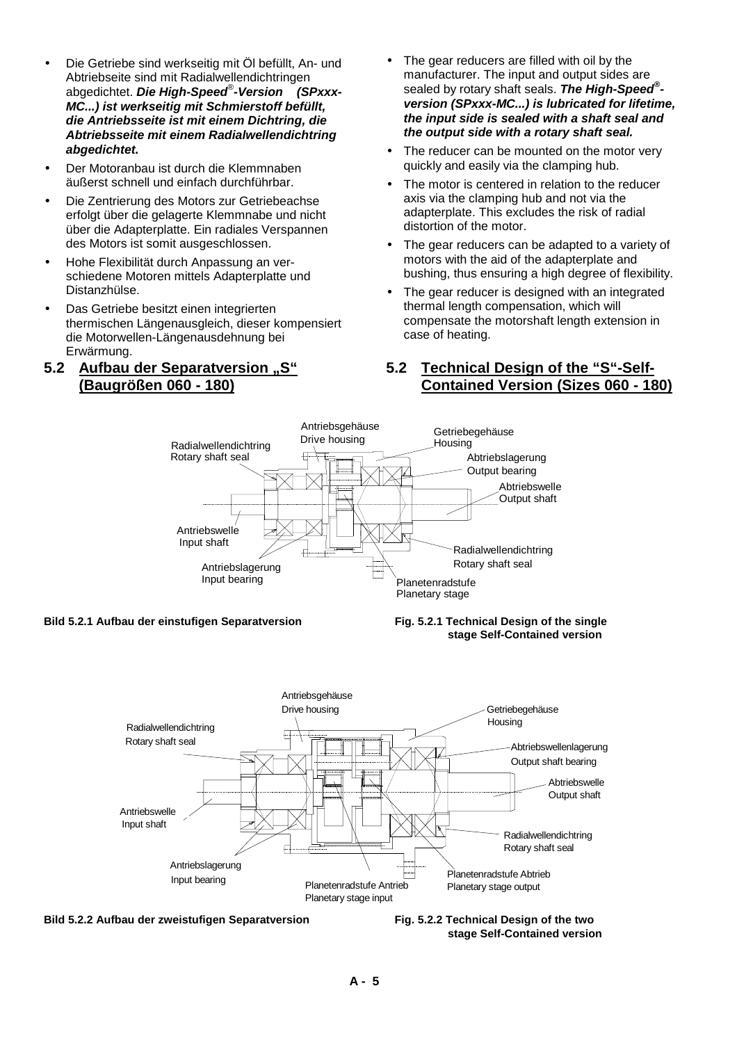- Die Getriebe sind werkseitig mit Öl befüllt, An- und Abtriebseite sind mit Radialwellendichtringen abgedichtet. ***Die High-Speed®-Version (SPxxx-MC...) ist werkseitig mit Schmierstoff befüllt, die Antriebsseite ist mit einem Dichtring, die Abtriebsseite mit einem Radialwellendichtring abgedichtet.***
- Der Motoranbau ist durch die Klemmnaben äußerst schnell und einfach durchführbar.
- Die Zentrierung des Motors zur Getriebeachse erfolgt über die gelagerte Klemmnabe und nicht über die Adapterplatte. Ein radiales Verspannen des Motors ist somit ausgeschlossen.
- Hohe Flexibilität durch Anpassung an verschiedene Motoren mittels Adapterplatte und Distanzhülse.
- Das Getriebe besitzt einen integrierten thermischen Längenausgleich, dieser kompensiert die Motorwellen-Längenausdehnung bei Erwärmung.

- The gear reducers are filled with oil by the manufacturer. The input and output sides are sealed by rotary shaft seals. ***The High-Speed®-version (SPxxx-MC...) is lubricated for lifetime, the input side is sealed with a shaft seal and the output side with a rotary shaft seal.***
- The reducer can be mounted on the motor very quickly and easily via the clamping hub.
- The motor is centered in relation to the reducer axis via the clamping hub and not via the adapterplate. This excludes the risk of radial distortion of the motor.
- The gear reducers can be adapted to a variety of motors with the aid of the adapterplate and bushing, thus ensuring a high degree of flexibility.
- The gear reducer is designed with an integrated thermal length compensation, which will compensate the motorshaft length extension in case of heating.

## 5.2 Aufbau der Separatversion „S“ (Baugrößen 060 - 180)

## 5.2 Technical Design of the “S“-Self-Contained Version (Sizes 060 - 180)

Antriebsgehäuse / Drive housing
Getriebegehäuse / Housing
Radialwellendichtring / Rotary shaft seal
Abtriebslagerung / Output bearing
Abtriebswelle / Output shaft
Antriebswelle / Input shaft
Radialwellendichtring / Rotary shaft seal
Antriebslagerung / Input bearing
Planetenradstufe / Planetary stage

**Bild 5.2.1 Aufbau der einstufigen Separatversion**

**Fig. 5.2.1 Technical Design of the single stage Self-Contained version**

Antriebsgehäuse / Drive housing
Getriebegehäuse / Housing
Radialwellendichtring / Rotary shaft seal
Abtriebswellenlagerung / Output shaft bearing
Abtriebswelle / Output shaft
Antriebswelle / Input shaft
Radialwellendichtring / Rotary shaft seal
Antriebslagerung / Input bearing
Planetenradstufe Abtrieb / Planetary stage output
Planetenradstufe Antrieb / Planetary stage input

**Bild 5.2.2 Aufbau der zweistufigen Separatversion**

**Fig. 5.2.2 Technical Design of the two stage Self-Contained version**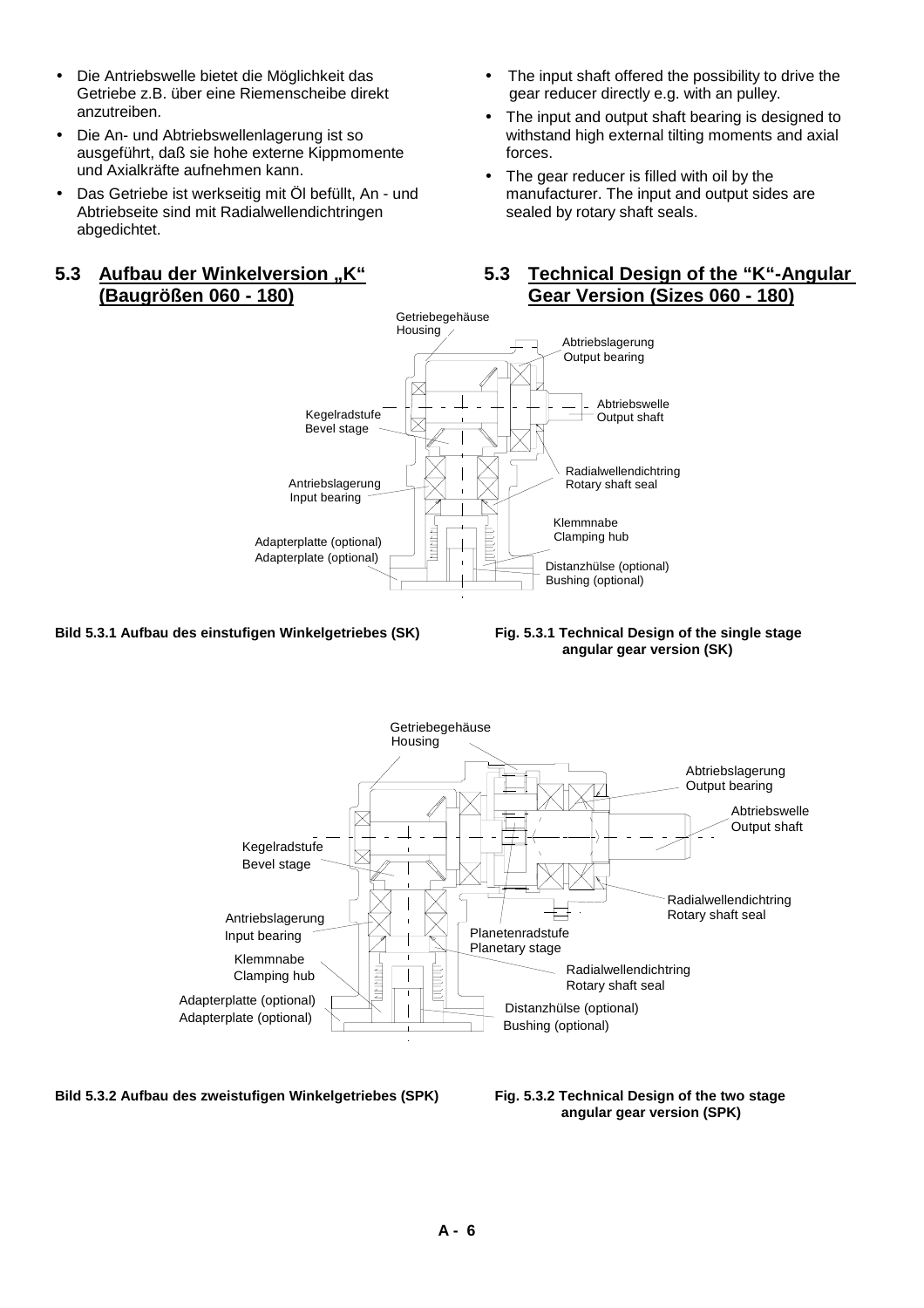- Die Antriebswelle bietet die Möglichkeit das Getriebe z.B. über eine Riemenscheibe direkt anzutreiben.
- Die An- und Abtriebswellenlagerung ist so ausgeführt, daß sie hohe externe Kippmomente und Axialkräfte aufnehmen kann.
- Das Getriebe ist werkseitig mit Öl befüllt, An - und Abtriebseite sind mit Radialwellendichtringen abgedichtet.

- The input shaft offered the possibility to drive the gear reducer directly e.g. with an pulley.
- The input and output shaft bearing is designed to withstand high external tilting moments and axial forces.
- The gear reducer is filled with oil by the manufacturer. The input and output sides are sealed by rotary shaft seals.

## 5.3 Aufbau der Winkelversion „K“ (Baugrößen 060 - 180)

## 5.3 Technical Design of the “K“-Angular Gear Version (Sizes 060 - 180)

Getriebegehäuse
Housing
Abtriebslagerung
Output bearing
Abtriebswelle
Output shaft
Kegelradstufe
Bevel stage
Radialwellendichtring
Rotary shaft seal
Antriebslagerung
Input bearing
Klemmnabe
Clamping hub
Adapterplatte (optional)
Adapterplate (optional)
Distanzhülse (optional)
Bushing (optional)

**Bild 5.3.1 Aufbau des einstufigen Winkelgetriebes (SK)**

**Fig. 5.3.1 Technical Design of the single stage angular gear version (SK)**

Getriebegehäuse
Housing
Abtriebslagerung
Output bearing
Abtriebswelle
Output shaft
Kegelradstufe
Bevel stage
Radialwellendichtring
Rotary shaft seal
Antriebslagerung
Input bearing
Planetenradstufe
Planetary stage
Klemmnabe
Clamping hub
Radialwellendichtring
Rotary shaft seal
Adapterplatte (optional)
Adapterplate (optional)
Distanzhülse (optional)
Bushing (optional)

**Bild 5.3.2 Aufbau des zweistufigen Winkelgetriebes (SPK)**

**Fig. 5.3.2 Technical Design of the two stage angular gear version (SPK)**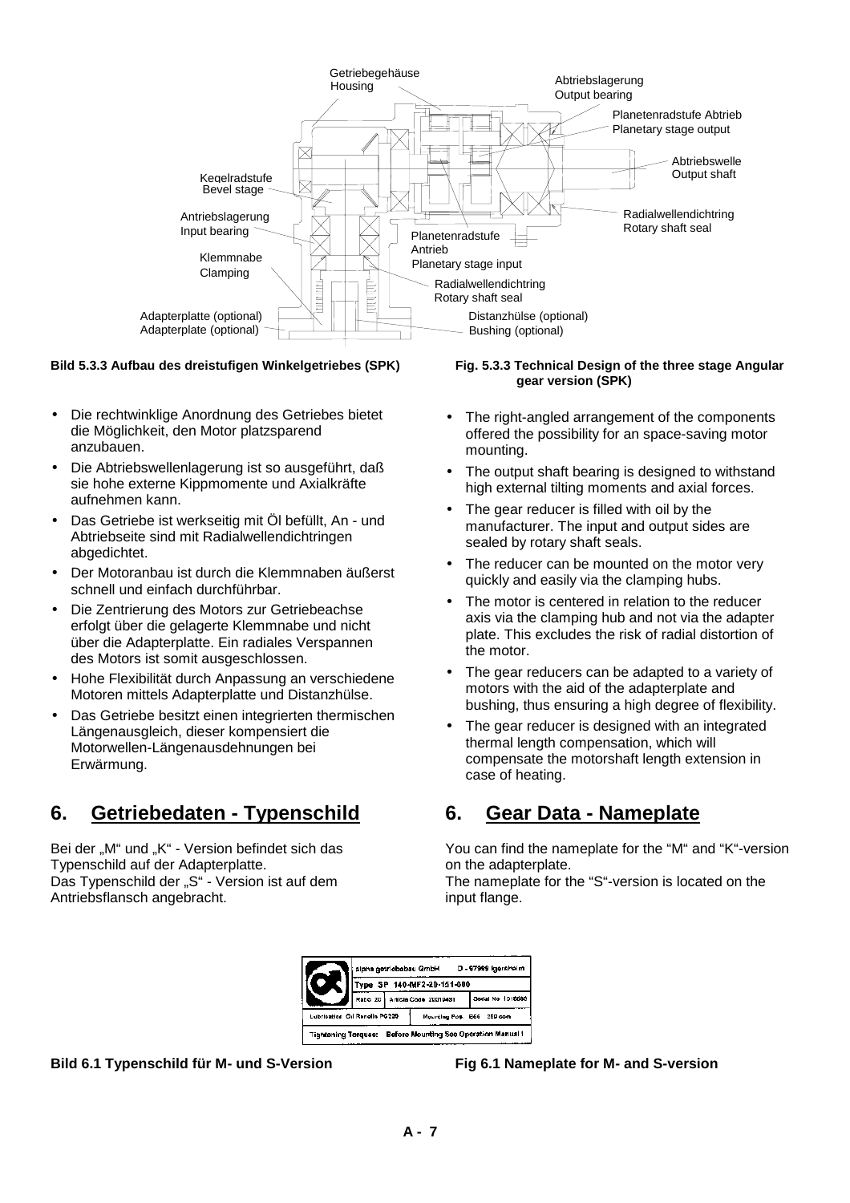**Bild 5.3.3 Aufbau des dreistufigen Winkelgetriebes (SPK)**

**Fig. 5.3.3 Technical Design of the three stage Angular gear version (SPK)**

- Die rechtwinklige Anordnung des Getriebes bietet die Möglichkeit, den Motor platzsparend anzubauen.
- Die Abtriebswellenlagerung ist so ausgeführt, daß sie hohe externe Kippmomente und Axialkräfte aufnehmen kann.
- Das Getriebe ist werkseitig mit Öl befüllt, An - und Abtriebseite sind mit Radialwellendichtringen abgedichtet.
- Der Motoranbau ist durch die Klemmnaben äußerst schnell und einfach durchführbar.
- Die Zentrierung des Motors zur Getriebeachse erfolgt über die gelagerte Klemmnabe und nicht über die Adapterplatte. Ein radiales Verspannen des Motors ist somit ausgeschlossen.
- Hohe Flexibilität durch Anpassung an verschiedene Motoren mittels Adapterplatte und Distanzhülse.
- Das Getriebe besitzt einen integrierten thermischen Längenausgleich, dieser kompensiert die Motorwellen-Längenausdehnungen bei Erwärmung.

- The right-angled arrangement of the components offered the possibility for an space-saving motor mounting.
- The output shaft bearing is designed to withstand high external tilting moments and axial forces.
- The gear reducer is filled with oil by the manufacturer. The input and output sides are sealed by rotary shaft seals.
- The reducer can be mounted on the motor very quickly and easily via the clamping hubs.
- The motor is centered in relation to the reducer axis via the clamping hub and not via the adapter plate. This excludes the risk of radial distortion of the motor.
- The gear reducers can be adapted to a variety of motors with the aid of the adapterplate and bushing, thus ensuring a high degree of flexibility.
- The gear reducer is designed with an integrated thermal length compensation, which will compensate the motorshaft length extension in case of heating.

## 6. Getriebedaten - Typenschild

Bei der „M“ und „K“ - Version befindet sich das Typenschild auf der Adapterplatte.
Das Typenschild der „S“ - Version ist auf dem Antriebsflansch angebracht.

## 6. Gear Data - Nameplate

You can find the nameplate for the “M“ and “K“-version on the adapterplate.
The nameplate for the “S“-version is located on the input flange.

**Bild 6.1 Typenschild für M- und S-Version**

**Fig 6.1 Nameplate for M- and S-version**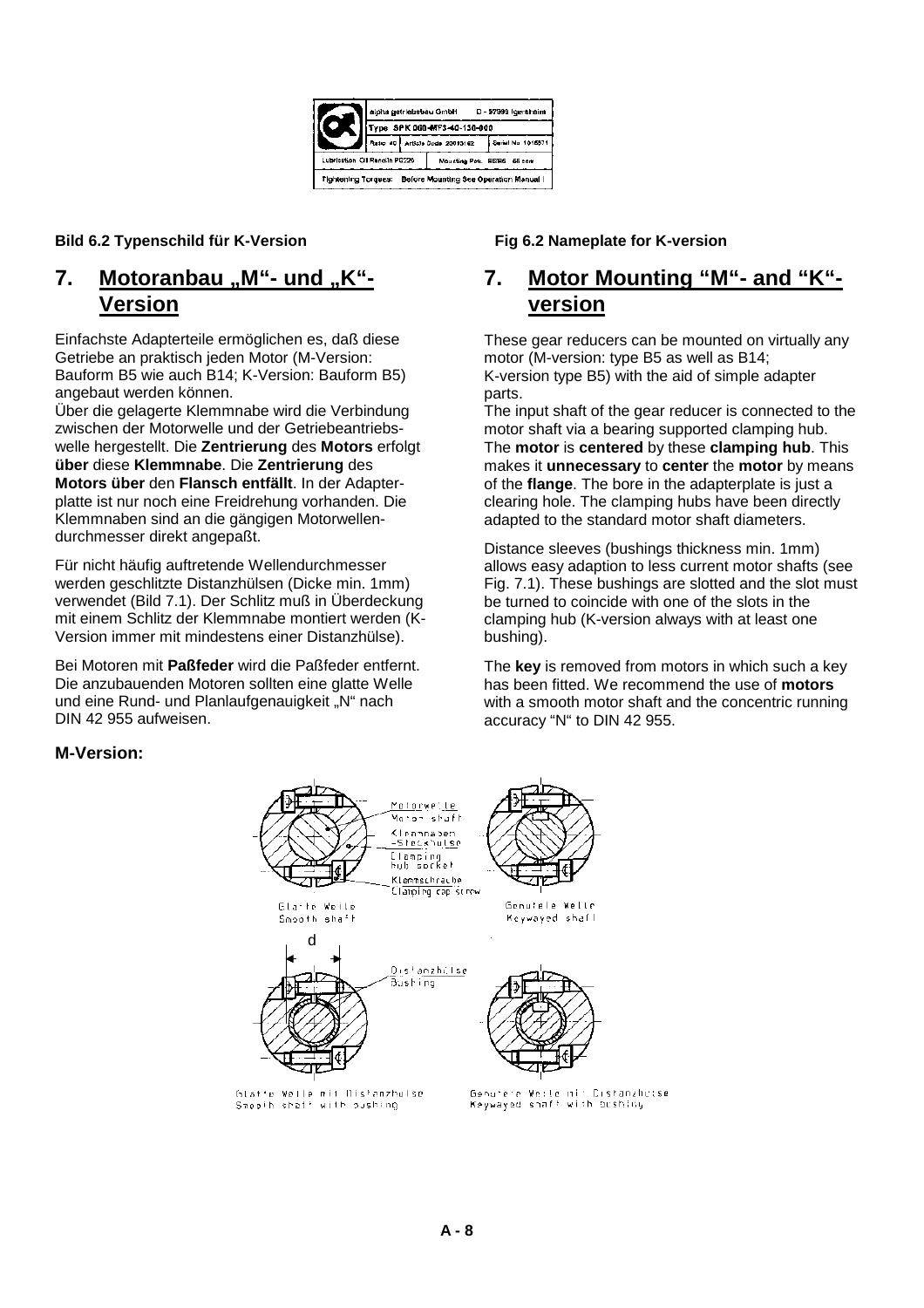Bild 6.2 Typenschild für K-Version

Fig 6.2 Nameplate for K-version

## 7. Motoranbau „M"- und „K"-Version

Einfachste Adapterteile ermöglichen es, daß diese Getriebe an praktisch jeden Motor (M-Version: Bauform B5 wie auch B14; K-Version: Bauform B5) angebaut werden können.
Über die gelagerte Klemmnabe wird die Verbindung zwischen der Motorwelle und der Getriebeantriebswelle hergestellt. Die **Zentrierung** des **Motors** erfolgt **über** diese **Klemmnabe**. Die **Zentrierung** des **Motors über** den **Flansch entfällt**. In der Adapterplatte ist nur noch eine Freidrehung vorhanden. Die Klemmnaben sind an die gängigen Motorwellendurchmesser direkt angepaßt.

Für nicht häufig auftretende Wellendurchmesser werden geschlitzte Distanzhülsen (Dicke min. 1mm) verwendet (Bild 7.1). Der Schlitz muß in Überdeckung mit einem Schlitz der Klemmnabe montiert werden (K-Version immer mit mindestens einer Distanzhülse).

Bei Motoren mit **Paßfeder** wird die Paßfeder entfernt. Die anzubauenden Motoren sollten eine glatte Welle und eine Rund- und Planlaufgenauigkeit „N" nach DIN 42 955 aufweisen.

## 7. Motor Mounting "M"- and "K"-version

These gear reducers can be mounted on virtually any motor (M-version: type B5 as well as B14; K-version type B5) with the aid of simple adapter parts.
The input shaft of the gear reducer is connected to the motor shaft via a bearing supported clamping hub. The **motor** is **centered** by these **clamping hub**. This makes it **unnecessary** to **center** the **motor** by means of the **flange**. The bore in the adapterplate is just a clearing hole. The clamping hubs have been directly adapted to the standard motor shaft diameters.

Distance sleeves (bushings thickness min. 1mm) allows easy adaption to less current motor shafts (see Fig. 7.1). These bushings are slotted and the slot must be turned to coincide with one of the slots in the clamping hub (K-version always with at least one bushing).

The **key** is removed from motors in which such a key has been fitted. We recommend the use of **motors** with a smooth motor shaft and the concentric running accuracy "N" to DIN 42 955.

**M-Version:**

Motorwelle / Motor shaft
Klemmnaben-Steckhülse / Clamping hub socket
Klemmschraube / Clamping cap screw
Glatte Welle / Smooth shaft
Genutete Welle / Keywayed shaft
d
Distanzhülse / Bushing
Glatte Welle mit Distanzhülse / Smooth shaft with bushing
Genutete Welle mit Distanzhülse / Keywayed shaft with bushing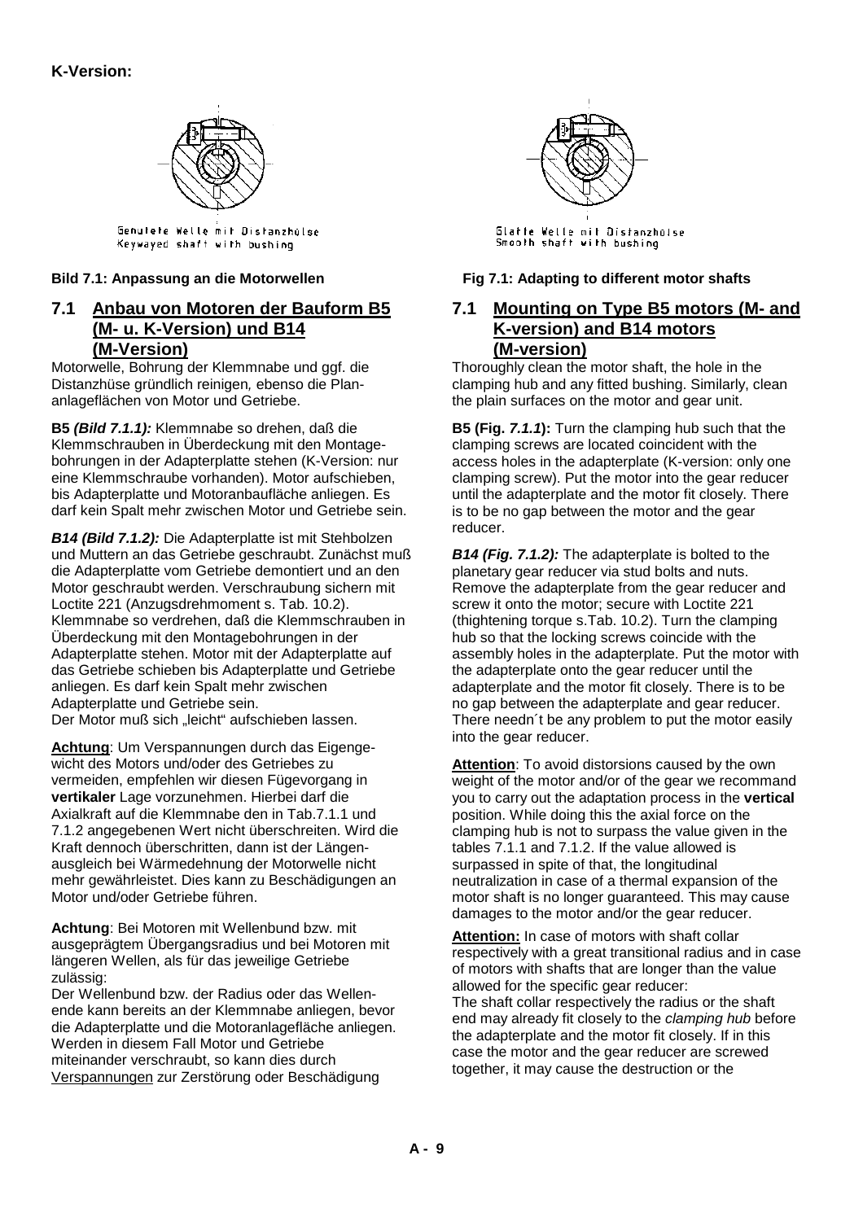**K-Version:**

Genutete Welle mit Distanzhülse
Keywayed shaft with bushing

Glatte Welle mit Distanzhülse
Smooth shaft with bushing

**Bild 7.1: Anpassung an die Motorwellen**

**Fig 7.1: Adapting to different motor shafts**

## 7.1 Anbau von Motoren der Bauform B5 (M- u. K-Version) und B14 (M-Version)

Motorwelle, Bohrung der Klemmnabe und ggf. die Distanzhüse gründlich reinigen*,* ebenso die Plananlageflächen von Motor und Getriebe.

**B5** ***(Bild 7.1.1):*** Klemmnabe so drehen, daß die Klemmschrauben in Überdeckung mit den Montagebohrungen in der Adapterplatte stehen (K-Version: nur eine Klemmschraube vorhanden). Motor aufschieben, bis Adapterplatte und Motoranbaufläche anliegen. Es darf kein Spalt mehr zwischen Motor und Getriebe sein.

***B14 (Bild 7.1.2):*** Die Adapterplatte ist mit Stehbolzen und Muttern an das Getriebe geschraubt. Zunächst muß die Adapterplatte vom Getriebe demontiert und an den Motor geschraubt werden. Verschraubung sichern mit Loctite 221 (Anzugsdrehmoment s. Tab. 10.2). Klemmnabe so verdrehen, daß die Klemmschrauben in Überdeckung mit den Montagebohrungen in der Adapterplatte stehen. Motor mit der Adapterplatte auf das Getriebe schieben bis Adapterplatte und Getriebe anliegen. Es darf kein Spalt mehr zwischen Adapterplatte und Getriebe sein.
Der Motor muß sich „leicht“ aufschieben lassen.

**Achtung**: Um Verspannungen durch das Eigengewicht des Motors und/oder des Getriebes zu vermeiden, empfehlen wir diesen Fügevorgang in **vertikaler** Lage vorzunehmen. Hierbei darf die Axialkraft auf die Klemmnabe den in Tab.7.1.1 und 7.1.2 angegebenen Wert nicht überschreiten. Wird die Kraft dennoch überschritten, dann ist der Längenausgleich bei Wärmedehnung der Motorwelle nicht mehr gewährleistet. Dies kann zu Beschädigungen an Motor und/oder Getriebe führen.

**Achtung**: Bei Motoren mit Wellenbund bzw. mit ausgeprägtem Übergangsradius und bei Motoren mit längeren Wellen, als für das jeweilige Getriebe zulässig:
Der Wellenbund bzw. der Radius oder das Wellenende kann bereits an der Klemmnabe anliegen, bevor die Adapterplatte und die Motoranlagefläche anliegen. Werden in diesem Fall Motor und Getriebe miteinander verschraubt, so kann dies durch Verspannungen zur Zerstörung oder Beschädigung

## 7.1 Mounting on Type B5 motors (M- and K-version) and B14 motors (M-version)

Thoroughly clean the motor shaft, the hole in the clamping hub and any fitted bushing. Similarly, clean the plain surfaces on the motor and gear unit.

**B5 (Fig.** ***7.1.1*****):** Turn the clamping hub such that the clamping screws are located coincident with the access holes in the adapterplate (K-version: only one clamping screw). Put the motor into the gear reducer until the adapterplate and the motor fit closely. There is to be no gap between the motor and the gear reducer.

***B14 (Fig. 7.1.2):*** The adapterplate is bolted to the planetary gear reducer via stud bolts and nuts. Remove the adapterplate from the gear reducer and screw it onto the motor; secure with Loctite 221 (thightening torque s.Tab. 10.2). Turn the clamping hub so that the locking screws coincide with the assembly holes in the adapterplate. Put the motor with the adapterplate onto the gear reducer until the adapterplate and the motor fit closely. There is to be no gap between the adapterplate and gear reducer. There needn´t be any problem to put the motor easily into the gear reducer.

**Attention**: To avoid distorsions caused by the own weight of the motor and/or of the gear we recommand you to carry out the adaptation process in the **vertical** position. While doing this the axial force on the clamping hub is not to surpass the value given in the tables 7.1.1 and 7.1.2. If the value allowed is surpassed in spite of that, the longitudinal neutralization in case of a thermal expansion of the motor shaft is no longer guaranteed. This may cause damages to the motor and/or the gear reducer.

**Attention:** In case of motors with shaft collar respectively with a great transitional radius and in case of motors with shafts that are longer than the value allowed for the specific gear reducer:
The shaft collar respectively the radius or the shaft end may already fit closely to the *clamping hub* before the adapterplate and the motor fit closely. If in this case the motor and the gear reducer are screwed together, it may cause the destruction or the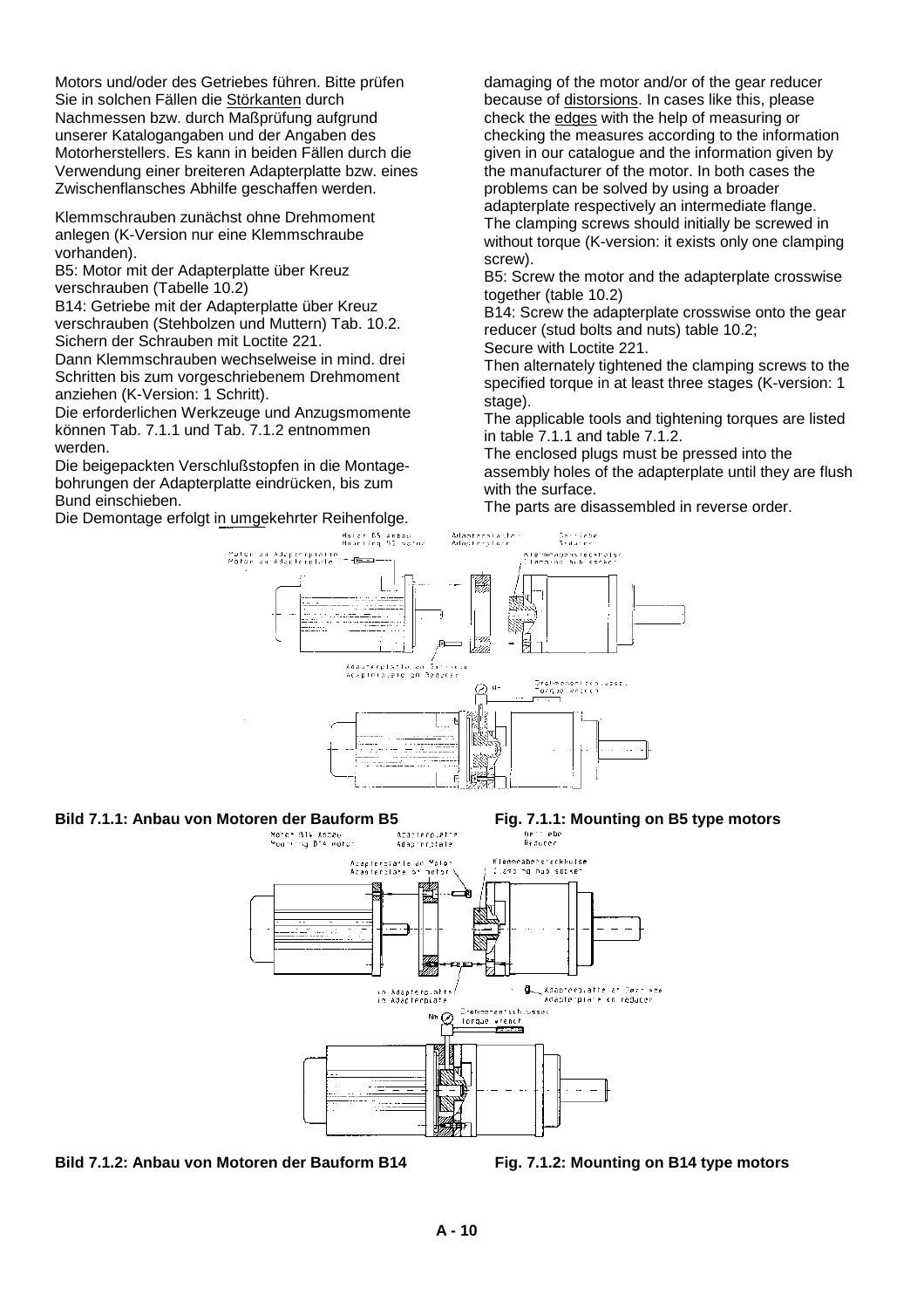Motors und/oder des Getriebes führen. Bitte prüfen Sie in solchen Fällen die Störkanten durch Nachmessen bzw. durch Maßprüfung aufgrund unserer Katalogangaben und der Angaben des Motorherstellers. Es kann in beiden Fällen durch die Verwendung einer breiteren Adapterplatte bzw. eines Zwischenflansches Abhilfe geschaffen werden.

Klemmschrauben zunächst ohne Drehmoment anlegen (K-Version nur eine Klemmschraube vorhanden).

B5: Motor mit der Adapterplatte über Kreuz verschrauben (Tabelle 10.2)

B14: Getriebe mit der Adapterplatte über Kreuz verschrauben (Stehbolzen und Muttern) Tab. 10.2. Sichern der Schrauben mit Loctite 221.

Dann Klemmschrauben wechselweise in mind. drei Schritten bis zum vorgeschriebenem Drehmoment anziehen (K-Version: 1 Schritt).

Die erforderlichen Werkzeuge und Anzugsmomente können Tab. 7.1.1 und Tab. 7.1.2 entnommen werden.

Die beigepackten Verschlußstopfen in die Montagebohrungen der Adapterplatte eindrücken, bis zum Bund einschieben.

Die Demontage erfolgt in umgekehrter Reihenfolge.

damaging of the motor and/or of the gear reducer because of distorsions. In cases like this, please check the edges with the help of measuring or checking the measures according to the information given in our catalogue and the information given by the manufacturer of the motor. In both cases the problems can be solved by using a broader adapterplate respectively an intermediate flange.

The clamping screws should initially be screwed in without torque (K-version: it exists only one clamping screw).

B5: Screw the motor and the adapterplate crosswise together (table 10.2)

B14: Screw the adapterplate crosswise onto the gear reducer (stud bolts and nuts) table 10.2;

Secure with Loctite 221.

Then alternately tightened the clamping screws to the specified torque in at least three stages (K-version: 1 stage).

The applicable tools and tightening torques are listed in table 7.1.1 and table 7.1.2.

The enclosed plugs must be pressed into the assembly holes of the adapterplate until they are flush with the surface.

The parts are disassembled in reverse order.

**Bild 7.1.1: Anbau von Motoren der Bauform B5** **Fig. 7.1.1: Mounting on B5 type motors**

**Bild 7.1.2: Anbau von Motoren der Bauform B14** **Fig. 7.1.2: Mounting on B14 type motors**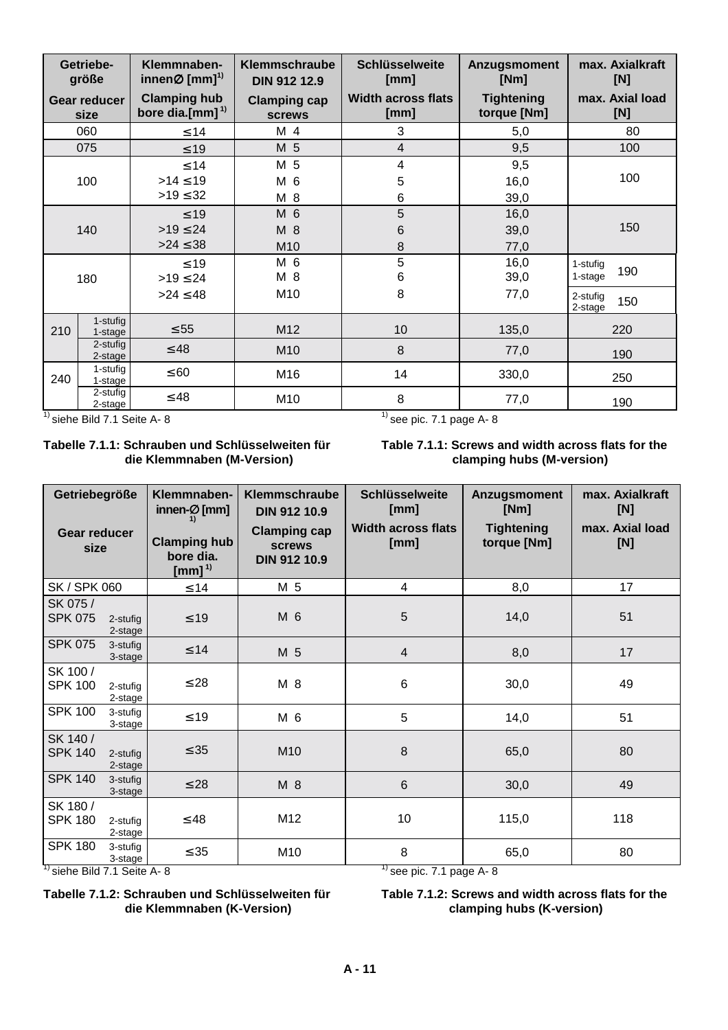| Getriebe-größe<br>Gear reducer size | | Klemmnaben-innen∅ [mm] [1)]<br>Clamping hub bore dia.[mm] [1)] | Klemmschraube DIN 912 12.9<br>Clamping cap screws | Schlüsselweite [mm]<br>Width across flats [mm] | Anzugsmoment [Nm]<br>Tightening torque [Nm] | max. Axialkraft [N]<br>max. Axial load [N] |
|---|---|---|---|---|---|---|
| 060 | | ≤14 | M 4 | 3 | 5,0 | 80 |
| 075 | | ≤19 | M 5 | 4 | 9,5 | 100 |
| 100 | | ≤14<br>>14 ≤19<br>>19 ≤32 | M 5<br>M 6<br>M 8 | 4<br>5<br>6 | 9,5<br>16,0<br>39,0 | 100 |
| 140 | | ≤19<br>>19 ≤24<br>>24 ≤38 | M 6<br>M 8<br>M10 | 5<br>6<br>8 | 16,0<br>39,0<br>77,0 | 150 |
| 180 | | ≤19<br>>19 ≤24<br>>24 ≤48 | M 6<br>M 8<br>M10 | 5<br>6<br>8 | 16,0<br>39,0<br>77,0 | 1-stufig 1-stage 190<br>2-stufig 2-stage 150 |
| 210 | 1-stufig 1-stage | ≤55 | M12 | 10 | 135,0 | 220 |
| | 2-stufig 2-stage | ≤48 | M10 | 8 | 77,0 | 190 |
| 240 | 1-stufig 1-stage | ≤60 | M16 | 14 | 330,0 | 250 |
| | 2-stufig 2-stage | ≤48 | M10 | 8 | 77,0 | 190 |

[1)] siehe Bild 7.1 Seite A- 8

[1)] see pic. 7.1 page A- 8

**Tabelle 7.1.1: Schrauben und Schlüsselweiten für die Klemmnaben (M-Version)**

**Table 7.1.1: Screws and width across flats for the clamping hubs (M-version)**

| Getriebegröße<br>Gear reducer size | | Klemmnaben-innen-∅ [mm] [1)]<br>Clamping hub bore dia. [mm] [1)] | Klemmschraube DIN 912 10.9<br>Clamping cap screws DIN 912 10.9 | Schlüsselweite [mm]<br>Width across flats [mm] | Anzugsmoment [Nm]<br>Tightening torque [Nm] | max. Axialkraft [N]<br>max. Axial load [N] |
|---|---|---|---|---|---|---|
| SK / SPK 060 | | ≤14 | M 5 | 4 | 8,0 | 17 |
| SK 075 / SPK 075 | 2-stufig 2-stage | ≤19 | M 6 | 5 | 14,0 | 51 |
| SPK 075 | 3-stufig 3-stage | ≤14 | M 5 | 4 | 8,0 | 17 |
| SK 100 / SPK 100 | 2-stufig 2-stage | ≤28 | M 8 | 6 | 30,0 | 49 |
| SPK 100 | 3-stufig 3-stage | ≤19 | M 6 | 5 | 14,0 | 51 |
| SK 140 / SPK 140 | 2-stufig 2-stage | ≤35 | M10 | 8 | 65,0 | 80 |
| SPK 140 | 3-stufig 3-stage | ≤28 | M 8 | 6 | 30,0 | 49 |
| SK 180 / SPK 180 | 2-stufig 2-stage | ≤48 | M12 | 10 | 115,0 | 118 |
| SPK 180 | 3-stufig 3-stage | ≤35 | M10 | 8 | 65,0 | 80 |

[1)] siehe Bild 7.1 Seite A- 8

[1)] see pic. 7.1 page A- 8

**Tabelle 7.1.2: Schrauben und Schlüsselweiten für die Klemmnaben (K-Version)**

**Table 7.1.2: Screws and width across flats for the clamping hubs (K-version)**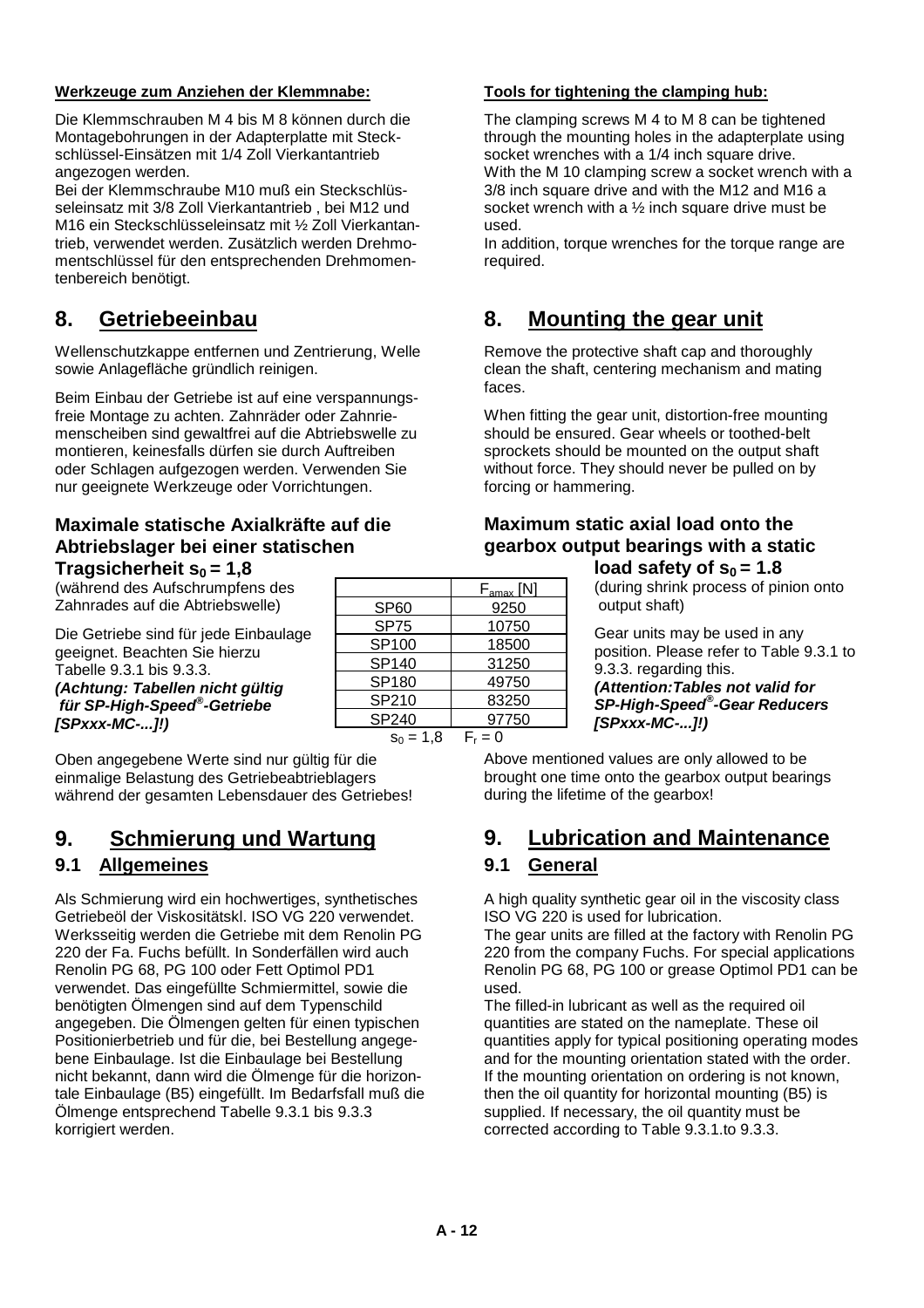**Werkzeuge zum Anziehen der Klemmnabe:**

Die Klemmschrauben M 4 bis M 8 können durch die Montagebohrungen in der Adapterplatte mit Steckschlüssel-Einsätzen mit 1/4 Zoll Vierkantantrieb angezogen werden.
Bei der Klemmschraube M10 muß ein Steckschlüsseleinsatz mit 3/8 Zoll Vierkantantrieb , bei M12 und M16 ein Steckschlüsseleinsatz mit ½ Zoll Vierkantantrieb, verwendet werden. Zusätzlich werden Drehmomentschlüssel für den entsprechenden Drehmomentenbereich benötigt.

**Tools for tightening the clamping hub:**

The clamping screws M 4 to M 8 can be tightened through the mounting holes in the adapterplate using socket wrenches with a 1/4 inch square drive.
With the M 10 clamping screw a socket wrench with a 3/8 inch square drive and with the M12 and M16 a socket wrench with a ½ inch square drive must be used.
In addition, torque wrenches for the torque range are required.

# 8. Getriebeeinbau

Wellenschutzkappe entfernen und Zentrierung, Welle sowie Anlagefläche gründlich reinigen.

Beim Einbau der Getriebe ist auf eine verspannungsfreie Montage zu achten. Zahnräder oder Zahnriemenscheiben sind gewaltfrei auf die Abtriebswelle zu montieren, keinesfalls dürfen sie durch Auftreiben oder Schlagen aufgezogen werden. Verwenden Sie nur geeignete Werkzeuge oder Vorrichtungen.

# 8. Mounting the gear unit

Remove the protective shaft cap and thoroughly clean the shaft, centering mechanism and mating faces.

When fitting the gear unit, distortion-free mounting should be ensured. Gear wheels or toothed-belt sprockets should be mounted on the output shaft without force. They should never be pulled on by forcing or hammering.

### Maximale statische Axialkräfte auf die Abtriebslager bei einer statischen Tragsicherheit $s_0 = 1,8$

(während des Aufschrumpfens des Zahnrades auf die Abtriebswelle)

Die Getriebe sind für jede Einbaulage geeignet. Beachten Sie hierzu Tabelle 9.3.1 bis 9.3.3.
***(Achtung: Tabellen nicht gültig für SP-High-Speed®-Getriebe [SPxxx-MC-...]!)***

### Maximum static axial load onto the gearbox output bearings with a static load safety of $s_0 = 1.8$

(during shrink process of pinion onto output shaft)

Gear units may be used in any position. Please refer to Table 9.3.1 to 9.3.3. regarding this.
***(Attention:Tables not valid for SP-High-Speed®-Gear Reducers [SPxxx-MC-...]!)***

| | $F_{amax}$ [N] |
|---|---|
| SP60 | 9250 |
| SP75 | 10750 |
| SP100 | 18500 |
| SP140 | 31250 |
| SP180 | 49750 |
| SP210 | 83250 |
| SP240 | 97750 |

$s_0 = 1,8 \quad F_r = 0$

Oben angegebene Werte sind nur gültig für die einmalige Belastung des Getriebeabtrieblagers während der gesamten Lebensdauer des Getriebes!

Above mentioned values are only allowed to be brought one time onto the gearbox output bearings during the lifetime of the gearbox!

# 9. Schmierung und Wartung

## 9.1 Allgemeines

Als Schmierung wird ein hochwertiges, synthetisches Getriebeöl der Viskositätskl. ISO VG 220 verwendet. Werksseitig werden die Getriebe mit dem Renolin PG 220 der Fa. Fuchs befüllt. In Sonderfällen wird auch Renolin PG 68, PG 100 oder Fett Optimol PD1 verwendet. Das eingefüllte Schmiermittel, sowie die benötigten Ölmengen sind auf dem Typenschild angegeben. Die Ölmengen gelten für einen typischen Positionierbetrieb und für die, bei Bestellung angegebene Einbaulage. Ist die Einbaulage bei Bestellung nicht bekannt, dann wird die Ölmenge für die horizontale Einbaulage (B5) eingefüllt. Im Bedarfsfall muß die Ölmenge entsprechend Tabelle 9.3.1 bis 9.3.3 korrigiert werden.

# 9. Lubrication and Maintenance

## 9.1 General

A high quality synthetic gear oil in the viscosity class ISO VG 220 is used for lubrication.
The gear units are filled at the factory with Renolin PG 220 from the company Fuchs. For special applications Renolin PG 68, PG 100 or grease Optimol PD1 can be used.
The filled-in lubricant as well as the required oil quantities are stated on the nameplate. These oil quantities apply for typical positioning operating modes and for the mounting orientation stated with the order. If the mounting orientation on ordering is not known, then the oil quantity for horizontal mounting (B5) is supplied. If necessary, the oil quantity must be corrected according to Table 9.3.1.to 9.3.3.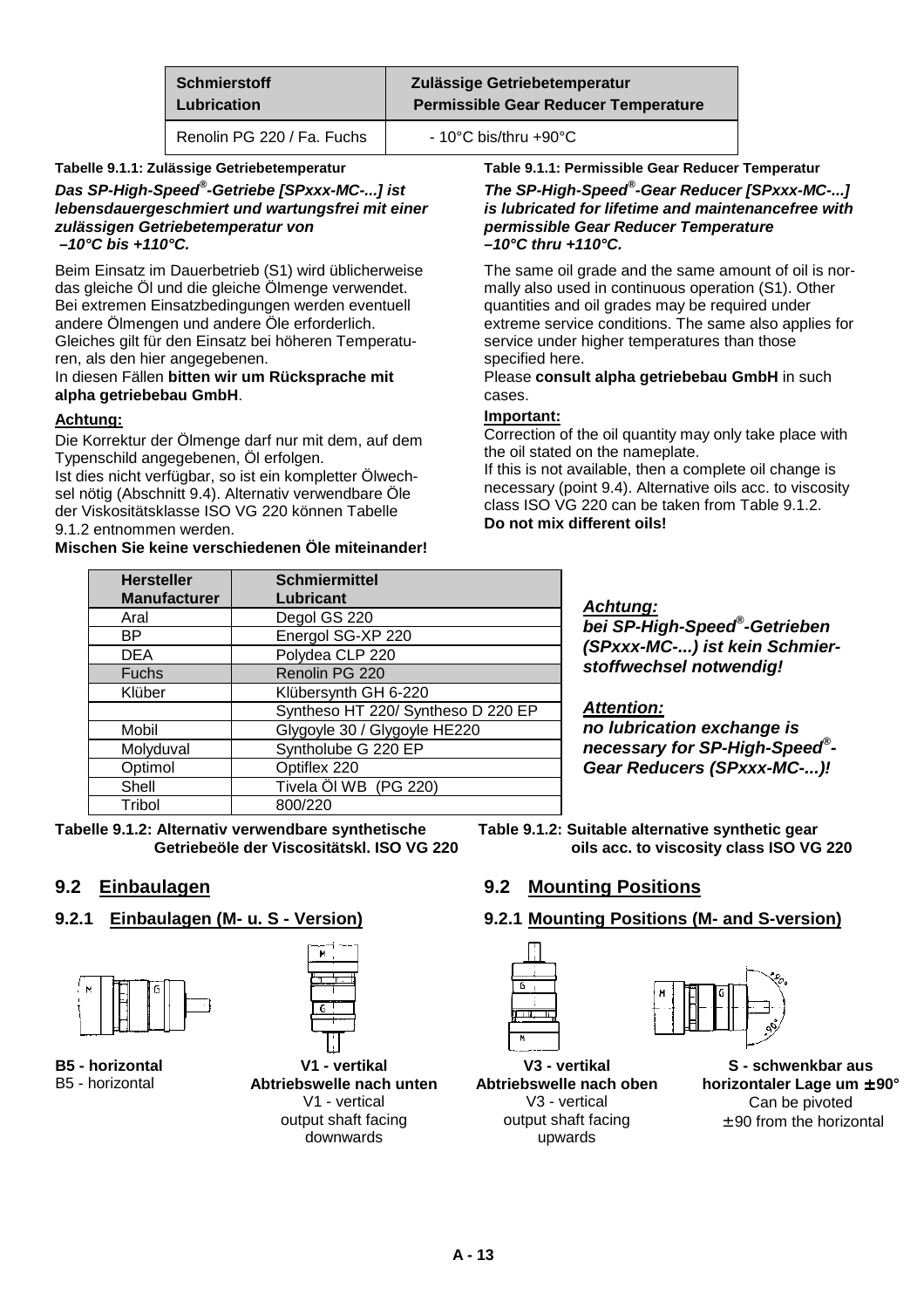| Schmierstoff<br>Lubrication | Zulässige Getriebetemperatur<br>Permissible Gear Reducer Temperature |
|---|---|
| Renolin PG 220 / Fa. Fuchs | - 10°C bis/thru +90°C |

**Tabelle 9.1.1: Zulässige Getriebetemperatur**

***Das SP-High-Speed®-Getriebe [SPxxx-MC-...] ist lebensdauergeschmiert und wartungsfrei mit einer zulässigen Getriebetemperatur von –10°C bis +110°C.***

Beim Einsatz im Dauerbetrieb (S1) wird üblicherweise das gleiche Öl und die gleiche Ölmenge verwendet. Bei extremen Einsatzbedingungen werden eventuell andere Ölmengen und andere Öle erforderlich. Gleiches gilt für den Einsatz bei höheren Temperaturen, als den hier angegebenen.
In diesen Fällen **bitten wir um Rücksprache mit alpha getriebebau GmbH**.

**Achtung:**

Die Korrektur der Ölmenge darf nur mit dem, auf dem Typenschild angegebenen, Öl erfolgen.
Ist dies nicht verfügbar, so ist ein kompletter Ölwechsel nötig (Abschnitt 9.4). Alternativ verwendbare Öle der Viskositätsklasse ISO VG 220 können Tabelle 9.1.2 entnommen werden.
**Mischen Sie keine verschiedenen Öle miteinander!**

**Table 9.1.1: Permissible Gear Reducer Temperatur**

***The SP-High-Speed®-Gear Reducer [SPxxx-MC-...] is lubricated for lifetime and maintenancefree with permissible Gear Reducer Temperature –10°C thru +110°C.***

The same oil grade and the same amount of oil is normally also used in continuous operation (S1). Other quantities and oil grades may be required under extreme service conditions. The same also applies for service under higher temperatures than those specified here.
Please **consult alpha getriebebau GmbH** in such cases.

**Important:**

Correction of the oil quantity may only take place with the oil stated on the nameplate.
If this is not available, then a complete oil change is necessary (point 9.4). Alternative oils acc. to viscosity class ISO VG 220 can be taken from Table 9.1.2.
**Do not mix different oils!**

| Hersteller<br>Manufacturer | Schmiermittel<br>Lubricant |
|---|---|
| Aral | Degol GS 220 |
| BP | Energol SG-XP 220 |
| DEA | Polydea CLP 220 |
| Fuchs | Renolin PG 220 |
| Klüber | Klübersynth GH 6-220 |
| | Syntheso HT 220/ Syntheso D 220 EP |
| Mobil | Glygoyle 30 / Glygoyle HE220 |
| Molyduval | Syntholube G 220 EP |
| Optimol | Optiflex 220 |
| Shell | Tivela Öl WB (PG 220) |
| Tribol | 800/220 |

***Achtung:***
***bei SP-High-Speed®-Getrieben (SPxxx-MC-...) ist kein Schmierstoffwechsel notwendig!***

***Attention:***
***no lubrication exchange is necessary for SP-High-Speed®-Gear Reducers (SPxxx-MC-...)!***

**Tabelle 9.1.2: Alternativ verwendbare synthetische Getriebeöle der Viscositätskl. ISO VG 220**

**Table 9.1.2: Suitable alternative synthetic gear oils acc. to viscosity class ISO VG 220**

## 9.2 Einbaulagen / 9.2 Mounting Positions

### 9.2.1 Einbaulagen (M- u. S - Version) / 9.2.1 Mounting Positions (M- and S-version)

**B5 - horizontal**
B5 - horizontal

**V1 - vertikal Abtriebswelle nach unten**
V1 - vertical output shaft facing downwards

**V3 - vertikal Abtriebswelle nach oben**
V3 - vertical output shaft facing upwards

**S - schwenkbar aus horizontaler Lage um ± 90°**
Can be pivoted ± 90 from the horizontal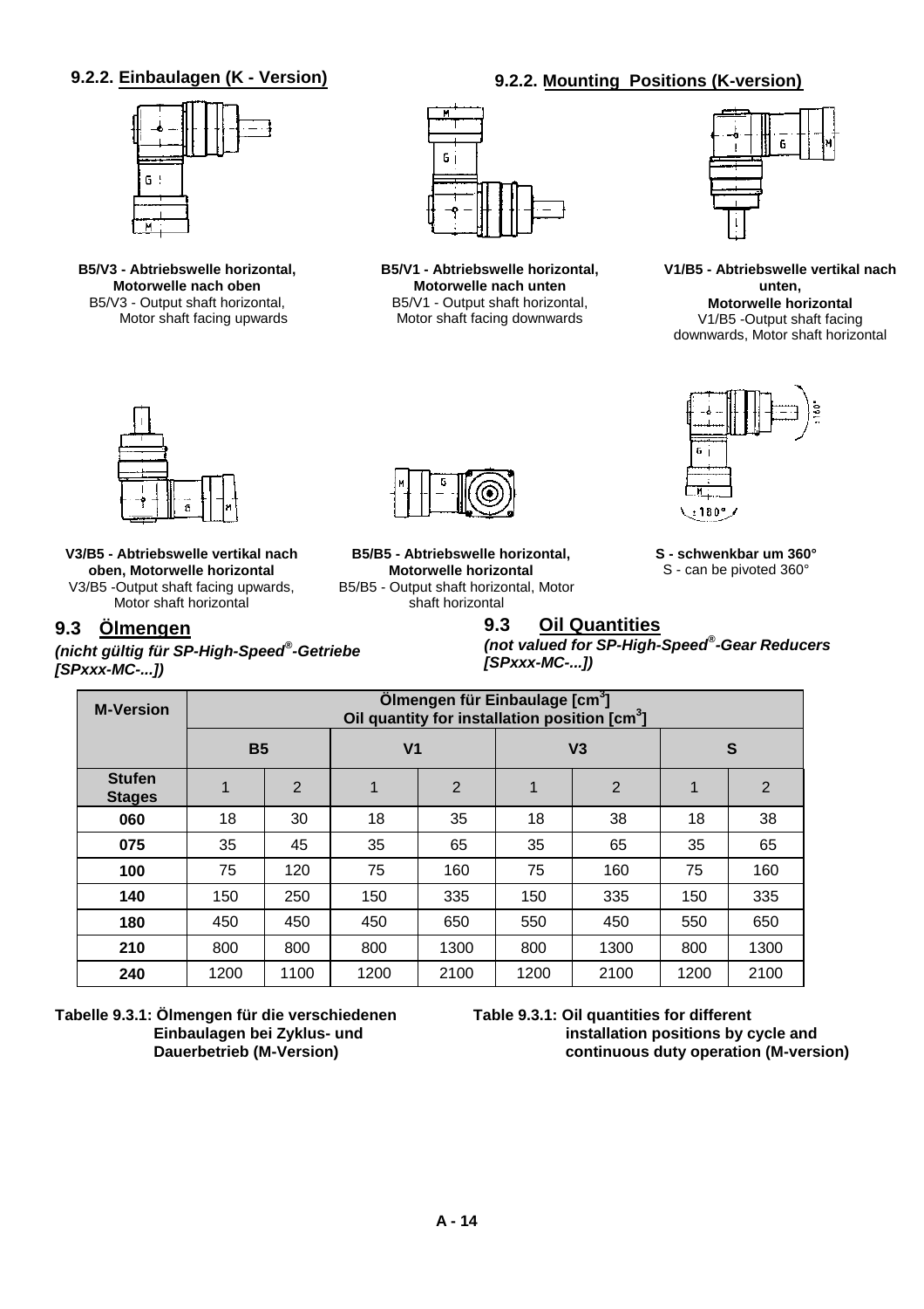## 9.2.2. Einbaulagen (K - Version)

## 9.2.2. Mounting Positions (K-version)

**B5/V3 - Abtriebswelle horizontal, Motorwelle nach oben**
B5/V3 - Output shaft horizontal, Motor shaft facing upwards

**B5/V1 - Abtriebswelle horizontal, Motorwelle nach unten**
B5/V1 - Output shaft horizontal, Motor shaft facing downwards

**V1/B5 - Abtriebswelle vertikal nach unten, Motorwelle horizontal**
V1/B5 -Output shaft facing downwards, Motor shaft horizontal

**V3/B5 - Abtriebswelle vertikal nach oben, Motorwelle horizontal**
V3/B5 -Output shaft facing upwards, Motor shaft horizontal

**B5/B5 - Abtriebswelle horizontal, Motorwelle horizontal**
B5/B5 - Output shaft horizontal, Motor shaft horizontal

**S - schwenkbar um 360°**
S - can be pivoted 360°

## 9.3 Ölmengen

*(nicht gültig für SP-High-Speed®-Getriebe [SPxxx-MC-...])*

## 9.3 Oil Quantities

*(not valued for SP-High-Speed®-Gear Reducers [SPxxx-MC-...])*

| M-Version | Ölmengen für Einbaulage [cm³] Oil quantity for installation position [cm³] | | | | | | | |
|---|---|---|---|---|---|---|---|---|
| | B5 | | V1 | | V3 | | S | |
| Stufen Stages | 1 | 2 | 1 | 2 | 1 | 2 | 1 | 2 |
| 060 | 18 | 30 | 18 | 35 | 18 | 38 | 18 | 38 |
| 075 | 35 | 45 | 35 | 65 | 35 | 65 | 35 | 65 |
| 100 | 75 | 120 | 75 | 160 | 75 | 160 | 75 | 160 |
| 140 | 150 | 250 | 150 | 335 | 150 | 335 | 150 | 335 |
| 180 | 450 | 450 | 450 | 650 | 550 | 450 | 550 | 650 |
| 210 | 800 | 800 | 800 | 1300 | 800 | 1300 | 800 | 1300 |
| 240 | 1200 | 1100 | 1200 | 2100 | 1200 | 2100 | 1200 | 2100 |

**Tabelle 9.3.1: Ölmengen für die verschiedenen Einbaulagen bei Zyklus- und Dauerbetrieb (M-Version)**

**Table 9.3.1: Oil quantities for different installation positions by cycle and continuous duty operation (M-version)**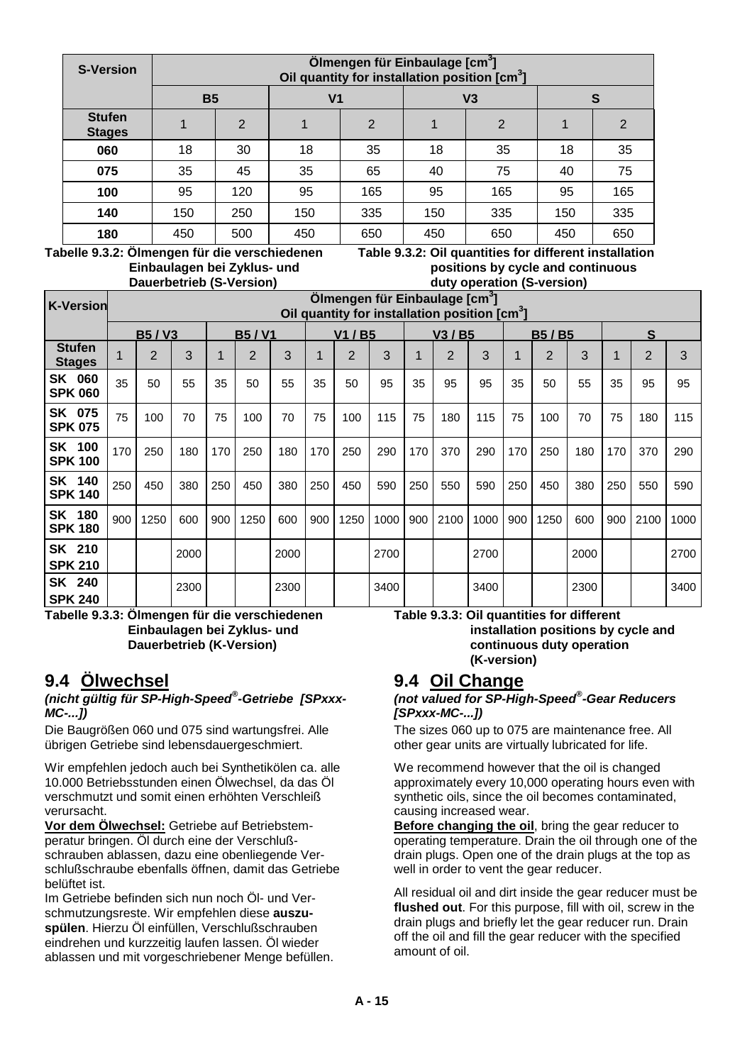| S-Version | Ölmengen für Einbaulage [cm³] Oil quantity for installation position [cm³] | | | | | | | |
|---|---|---|---|---|---|---|---|---|
| | B5 | | V1 | | V3 | | S | |
| Stufen Stages | 1 | 2 | 1 | 2 | 1 | 2 | 1 | 2 |
| 060 | 18 | 30 | 18 | 35 | 18 | 35 | 18 | 35 |
| 075 | 35 | 45 | 35 | 65 | 40 | 75 | 40 | 75 |
| 100 | 95 | 120 | 95 | 165 | 95 | 165 | 95 | 165 |
| 140 | 150 | 250 | 150 | 335 | 150 | 335 | 150 | 335 |
| 180 | 450 | 500 | 450 | 650 | 450 | 650 | 450 | 650 |

**Tabelle 9.3.2: Ölmengen für die verschiedenen Einbaulagen bei Zyklus- und Dauerbetrieb (S-Version)**

**Table 9.3.2: Oil quantities for different installation positions by cycle and continuous duty operation (S-version)**

| K-Version | Ölmengen für Einbaulage [cm³] Oil quantity for installation position [cm³] | | | | | | | | | | | | | | | | | |
|---|---|---|---|---|---|---|---|---|---|---|---|---|---|---|---|---|---|---|
| | B5 / V3 | | | B5 / V1 | | | V1 / B5 | | | V3 / B5 | | | B5 / B5 | | | S | | |
| Stufen Stages | 1 | 2 | 3 | 1 | 2 | 3 | 1 | 2 | 3 | 1 | 2 | 3 | 1 | 2 | 3 | 1 | 2 | 3 |
| SK 060 SPK 060 | 35 | 50 | 55 | 35 | 50 | 55 | 35 | 50 | 95 | 35 | 95 | 95 | 35 | 50 | 55 | 35 | 95 | 95 |
| SK 075 SPK 075 | 75 | 100 | 70 | 75 | 100 | 70 | 75 | 100 | 115 | 75 | 180 | 115 | 75 | 100 | 70 | 75 | 180 | 115 |
| SK 100 SPK 100 | 170 | 250 | 180 | 170 | 250 | 180 | 170 | 250 | 290 | 170 | 370 | 290 | 170 | 250 | 180 | 170 | 370 | 290 |
| SK 140 SPK 140 | 250 | 450 | 380 | 250 | 450 | 380 | 250 | 450 | 590 | 250 | 550 | 590 | 250 | 450 | 380 | 250 | 550 | 590 |
| SK 180 SPK 180 | 900 | 1250 | 600 | 900 | 1250 | 600 | 900 | 1250 | 1000 | 900 | 2100 | 1000 | 900 | 1250 | 600 | 900 | 2100 | 1000 |
| SK 210 SPK 210 | | | 2000 | | | 2000 | | | 2700 | | | 2700 | | | 2000 | | | 2700 |
| SK 240 SPK 240 | | | 2300 | | | 2300 | | | 3400 | | | 3400 | | | 2300 | | | 3400 |

**Tabelle 9.3.3: Ölmengen für die verschiedenen Einbaulagen bei Zyklus- und Dauerbetrieb (K-Version)**

**Table 9.3.3: Oil quantities for different installation positions by cycle and continuous duty operation (K-version)**

## 9.4 Ölwechsel

***(nicht gültig für SP-High-Speed®-Getriebe [SPxxx-MC-...])***

Die Baugrößen 060 und 075 sind wartungsfrei. Alle übrigen Getriebe sind lebensdauergeschmiert.

Wir empfehlen jedoch auch bei Synthetikölen ca. alle 10.000 Betriebsstunden einen Ölwechsel, da das Öl verschmutzt und somit einen erhöhten Verschleiß verursacht.

**Vor dem Ölwechsel:** Getriebe auf Betriebstemperatur bringen. Öl durch eine der Verschlußschrauben ablassen, dazu eine obenliegende Verschlußschraube ebenfalls öffnen, damit das Getriebe belüftet ist.

Im Getriebe befinden sich nun noch Öl- und Verschmutzungsreste. Wir empfehlen diese **auszuspülen**. Hierzu Öl einfüllen, Verschlußschrauben eindrehen und kurzzeitig laufen lassen. Öl wieder ablassen und mit vorgeschriebener Menge befüllen.

## 9.4 Oil Change

***(not valued for SP-High-Speed®-Gear Reducers [SPxxx-MC-...])***

The sizes 060 up to 075 are maintenance free. All other gear units are virtually lubricated for life.

We recommend however that the oil is changed approximately every 10,000 operating hours even with synthetic oils, since the oil becomes contaminated, causing increased wear.

**Before changing the oil**, bring the gear reducer to operating temperature. Drain the oil through one of the drain plugs. Open one of the drain plugs at the top as well in order to vent the gear reducer.

All residual oil and dirt inside the gear reducer must be **flushed out**. For this purpose, fill with oil, screw in the drain plugs and briefly let the gear reducer run. Drain off the oil and fill the gear reducer with the specified amount of oil.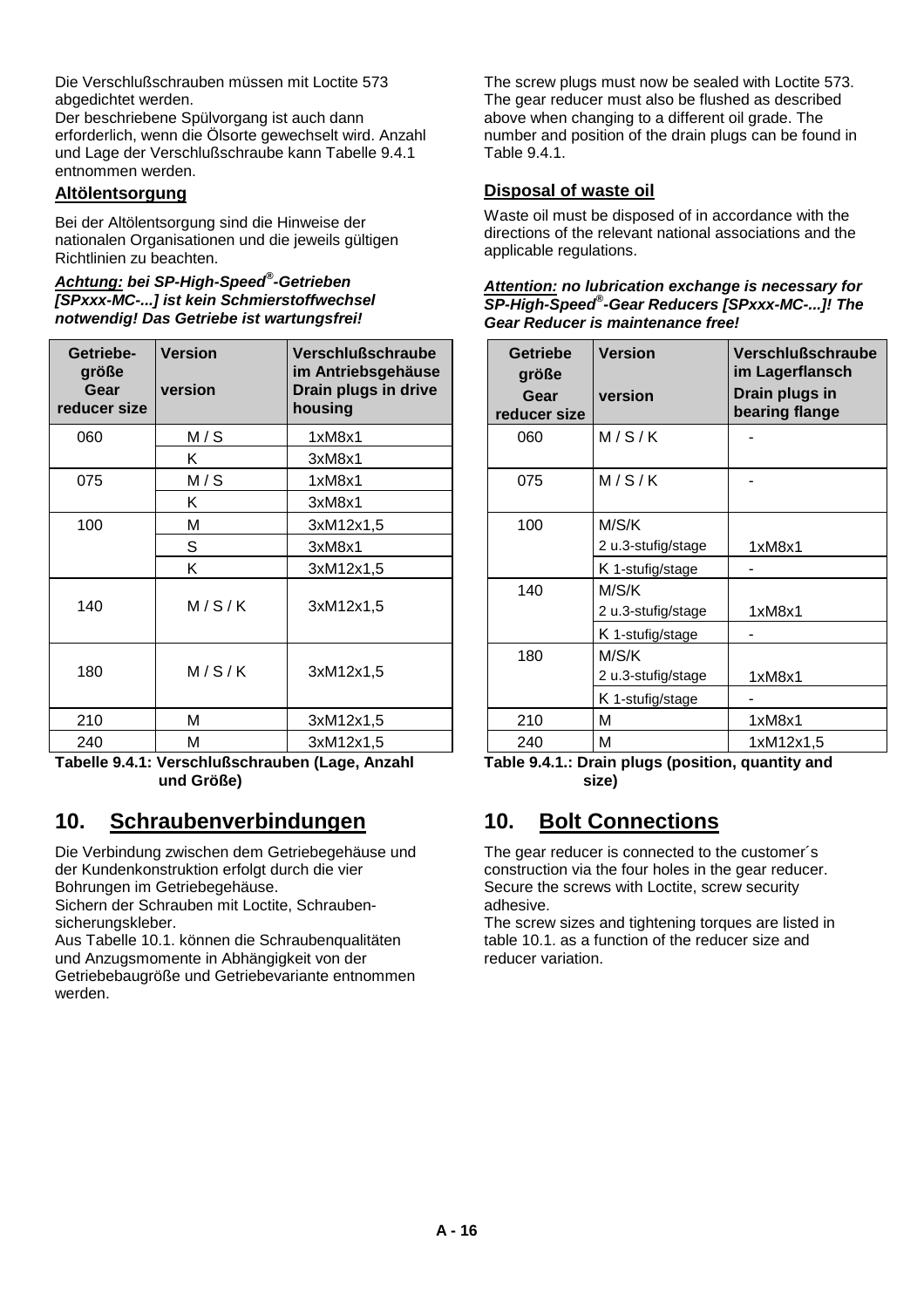Die Verschlußschrauben müssen mit Loctite 573 abgedichtet werden.
Der beschriebene Spülvorgang ist auch dann erforderlich, wenn die Ölsorte gewechselt wird. Anzahl und Lage der Verschlußschraube kann Tabelle 9.4.1 entnommen werden.

**Altölentsorgung**

Bei der Altölentsorgung sind die Hinweise der nationalen Organisationen und die jeweils gültigen Richtlinien zu beachten.

***Achtung:** **bei SP-High-Speed®-Getrieben [SPxxx-MC-...] ist kein Schmierstoffwechsel notwendig! Das Getriebe ist wartungsfrei!***

| Getriebegröße<br>Gear reducer size | Version<br>version | Verschlußschraube im Antriebsgehäuse<br>Drain plugs in drive housing |
|---|---|---|
| 060 | M / S | 1xM8x1 |
| | K | 3xM8x1 |
| 075 | M / S | 1xM8x1 |
| | K | 3xM8x1 |
| 100 | M | 3xM12x1,5 |
| | S | 3xM8x1 |
| | K | 3xM12x1,5 |
| 140 | M / S / K | 3xM12x1,5 |
| 180 | M / S / K | 3xM12x1,5 |
| 210 | M | 3xM12x1,5 |
| 240 | M | 3xM12x1,5 |

**Tabelle 9.4.1: Verschlußschrauben (Lage, Anzahl und Größe)**

The screw plugs must now be sealed with Loctite 573. The gear reducer must also be flushed as described above when changing to a different oil grade. The number and position of the drain plugs can be found in Table 9.4.1.

**Disposal of waste oil**

Waste oil must be disposed of in accordance with the directions of the relevant national associations and the applicable regulations.

***Attention:** **no lubrication exchange is necessary for SP-High-Speed®-Gear Reducers [SPxxx-MC-...]! The Gear Reducer is maintenance free!***

| Getriebe größe<br>Gear reducer size | Version<br>version | Verschlußschraube im Lagerflansch<br>Drain plugs in bearing flange |
|---|---|---|
| 060 | M / S / K | - |
| 075 | M / S / K | - |
| 100 | M/S/K<br>2 u.3-stufig/stage | 1xM8x1 |
| | K 1-stufig/stage | - |
| 140 | M/S/K<br>2 u.3-stufig/stage | 1xM8x1 |
| | K 1-stufig/stage | - |
| 180 | M/S/K<br>2 u.3-stufig/stage | 1xM8x1 |
| | K 1-stufig/stage | - |
| 210 | M | 1xM8x1 |
| 240 | M | 1xM12x1,5 |

**Table 9.4.1.: Drain plugs (position, quantity and size)**

## 10. Schraubenverbindungen

Die Verbindung zwischen dem Getriebegehäuse und der Kundenkonstruktion erfolgt durch die vier Bohrungen im Getriebegehäuse.
Sichern der Schrauben mit Loctite, Schraubensicherungskleber.
Aus Tabelle 10.1. können die Schraubenqualitäten und Anzugsmomente in Abhängigkeit von der Getriebebaugröße und Getriebevariante entnommen werden.

## 10. Bolt Connections

The gear reducer is connected to the customer´s construction via the four holes in the gear reducer. Secure the screws with Loctite, screw security adhesive.
The screw sizes and tightening torques are listed in table 10.1. as a function of the reducer size and reducer variation.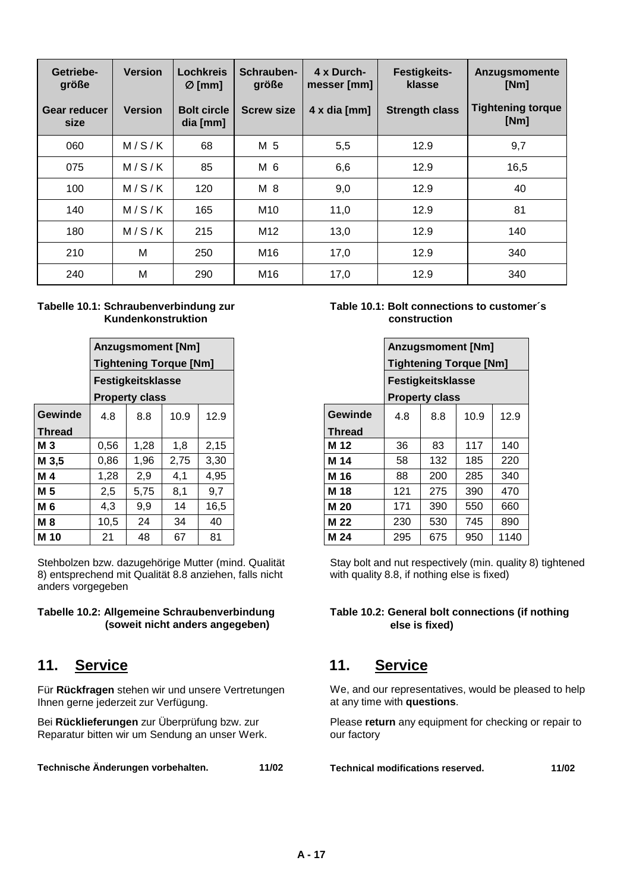| Getriebe-größe<br>Gear reducer size | Version<br>Version | Lochkreis Ø [mm]<br>Bolt circle dia [mm] | Schrauben-größe<br>Screw size | 4 x Durch-messer [mm]<br>4 x dia [mm] | Festigkeits-klasse<br>Strength class | Anzugsmomente [Nm]<br>Tightening torque [Nm] |
|---|---|---|---|---|---|---|
| 060 | M / S / K | 68 | M 5 | 5,5 | 12.9 | 9,7 |
| 075 | M / S / K | 85 | M 6 | 6,6 | 12.9 | 16,5 |
| 100 | M / S / K | 120 | M 8 | 9,0 | 12.9 | 40 |
| 140 | M / S / K | 165 | M10 | 11,0 | 12.9 | 81 |
| 180 | M / S / K | 215 | M12 | 13,0 | 12.9 | 140 |
| 210 | M | 250 | M16 | 17,0 | 12.9 | 340 |
| 240 | M | 290 | M16 | 17,0 | 12.9 | 340 |

**Tabelle 10.1: Schraubenverbindung zur Kundenkonstruktion**

**Table 10.1: Bolt connections to customer´s construction**

| | **Anzugsmoment [Nm] Tightening Torque [Nm]** | | | |
|---|---|---|---|---|
| | **Festigkeitsklasse Property class** | | | |
| **Gewinde Thread** | 4.8 | 8.8 | 10.9 | 12.9 |
| **M 3** | 0,56 | 1,28 | 1,8 | 2,15 |
| **M 3,5** | 0,86 | 1,96 | 2,75 | 3,30 |
| **M 4** | 1,28 | 2,9 | 4,1 | 4,95 |
| **M 5** | 2,5 | 5,75 | 8,1 | 9,7 |
| **M 6** | 4,3 | 9,9 | 14 | 16,5 |
| **M 8** | 10,5 | 24 | 34 | 40 |
| **M 10** | 21 | 48 | 67 | 81 |

| | **Anzugsmoment [Nm] Tightening Torque [Nm]** | | | |
|---|---|---|---|---|
| | **Festigkeitsklasse Property class** | | | |
| **Gewinde Thread** | 4.8 | 8.8 | 10.9 | 12.9 |
| **M 12** | 36 | 83 | 117 | 140 |
| **M 14** | 58 | 132 | 185 | 220 |
| **M 16** | 88 | 200 | 285 | 340 |
| **M 18** | 121 | 275 | 390 | 470 |
| **M 20** | 171 | 390 | 550 | 660 |
| **M 22** | 230 | 530 | 745 | 890 |
| **M 24** | 295 | 675 | 950 | 1140 |

Stehbolzen bzw. dazugehörige Mutter (mind. Qualität 8) entsprechend mit Qualität 8.8 anziehen, falls nicht anders vorgegeben

Stay bolt and nut respectively (min. quality 8) tightened with quality 8.8, if nothing else is fixed)

**Tabelle 10.2: Allgemeine Schraubenverbindung (soweit nicht anders angegeben)**

**Table 10.2: General bolt connections (if nothing else is fixed)**

## 11. Service

Für **Rückfragen** stehen wir und unsere Vertretungen Ihnen gerne jederzeit zur Verfügung.

Bei **Rücklieferungen** zur Überprüfung bzw. zur Reparatur bitten wir um Sendung an unser Werk.

**Technische Änderungen vorbehalten. 11/02**

## 11. Service

We, and our representatives, would be pleased to help at any time with **questions**.

Please **return** any equipment for checking or repair to our factory

**Technical modifications reserved. 11/02**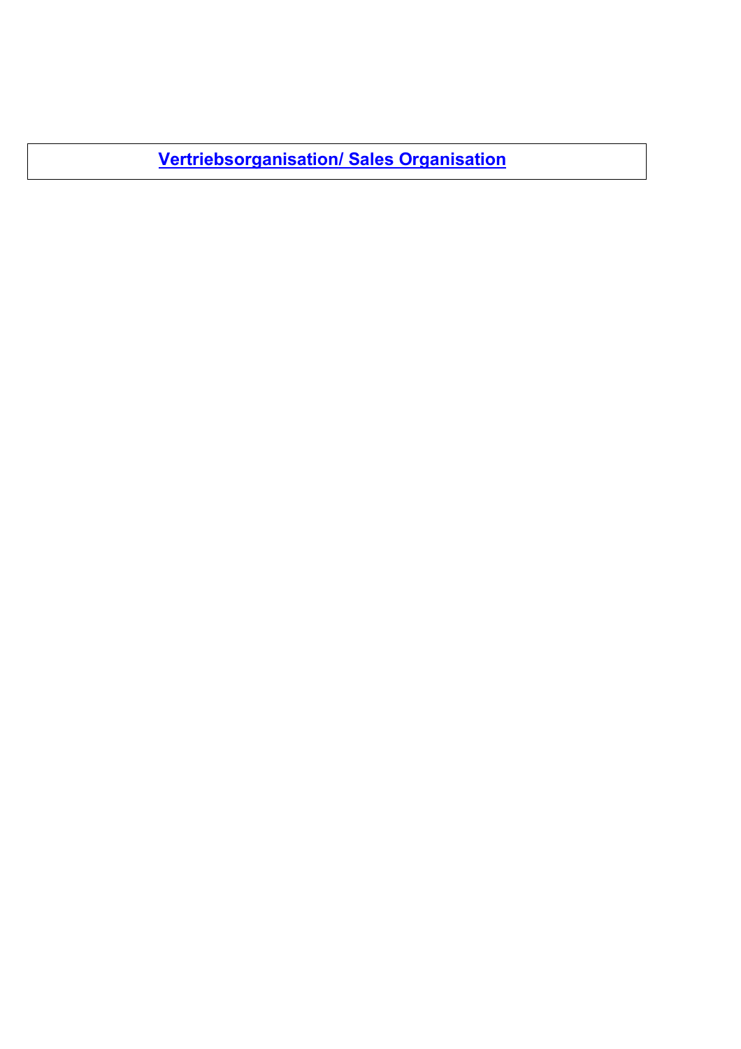[Vertriebsorganisation/ Sales Organisation]